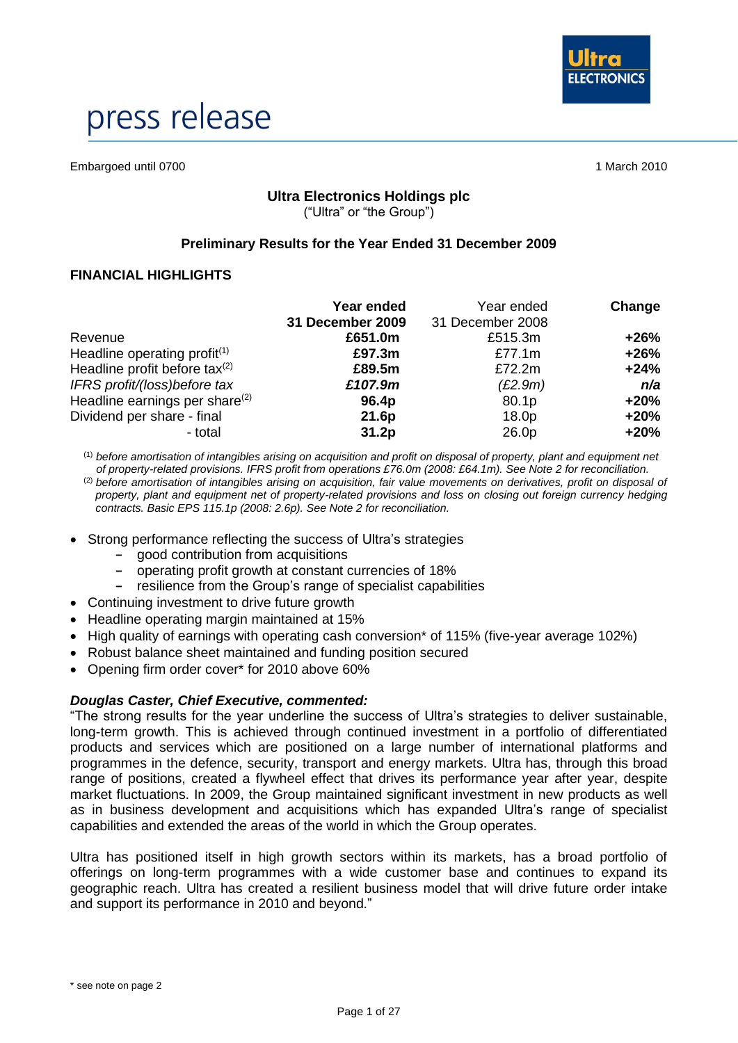# press release

Embargoed until 0700 1 March 2010

**Ultra Electronics Holdings plc**
("Ultra" or "the Group")

**Preliminary Results for the Year Ended 31 December 2009**

## FINANCIAL HIGHLIGHTS

| | **Year ended 31 December 2009** | Year ended 31 December 2008 | **Change** |
|---|---|---|---|
| Revenue | **£651.0m** | £515.3m | **+26%** |
| Headline operating profit[(1)] | **£97.3m** | £77.1m | **+26%** |
| Headline profit before tax[(2)] | **£89.5m** | £72.2m | **+24%** |
| *IFRS profit/(loss)before tax* | ***£107.9m*** | *(£2.9m)* | ***n/a*** |
| Headline earnings per share[(2)] | **96.4p** | 80.1p | **+20%** |
| Dividend per share - final | **21.6p** | 18.0p | **+20%** |
| - total | **31.2p** | 26.0p | **+20%** |

[(1)] *before amortisation of intangibles arising on acquisition and profit on disposal of property, plant and equipment net of property-related provisions. IFRS profit from operations £76.0m (2008: £64.1m). See Note 2 for reconciliation.*
[(2)] *before amortisation of intangibles arising on acquisition, fair value movements on derivatives, profit on disposal of property, plant and equipment net of property-related provisions and loss on closing out foreign currency hedging contracts. Basic EPS 115.1p (2008: 2.6p). See Note 2 for reconciliation.*

- Strong performance reflecting the success of Ultra's strategies
  - good contribution from acquisitions
  - operating profit growth at constant currencies of 18%
  - resilience from the Group's range of specialist capabilities
- Continuing investment to drive future growth
- Headline operating margin maintained at 15%
- High quality of earnings with operating cash conversion* of 115% (five-year average 102%)
- Robust balance sheet maintained and funding position secured
- Opening firm order cover* for 2010 above 60%

***Douglas Caster, Chief Executive, commented:***

"The strong results for the year underline the success of Ultra's strategies to deliver sustainable, long-term growth. This is achieved through continued investment in a portfolio of differentiated products and services which are positioned on a large number of international platforms and programmes in the defence, security, transport and energy markets. Ultra has, through this broad range of positions, created a flywheel effect that drives its performance year after year, despite market fluctuations. In 2009, the Group maintained significant investment in new products as well as in business development and acquisitions which has expanded Ultra's range of specialist capabilities and extended the areas of the world in which the Group operates.

Ultra has positioned itself in high growth sectors within its markets, has a broad portfolio of offerings on long-term programmes with a wide customer base and continues to expand its geographic reach. Ultra has created a resilient business model that will drive future order intake and support its performance in 2010 and beyond."

\* see note on page 2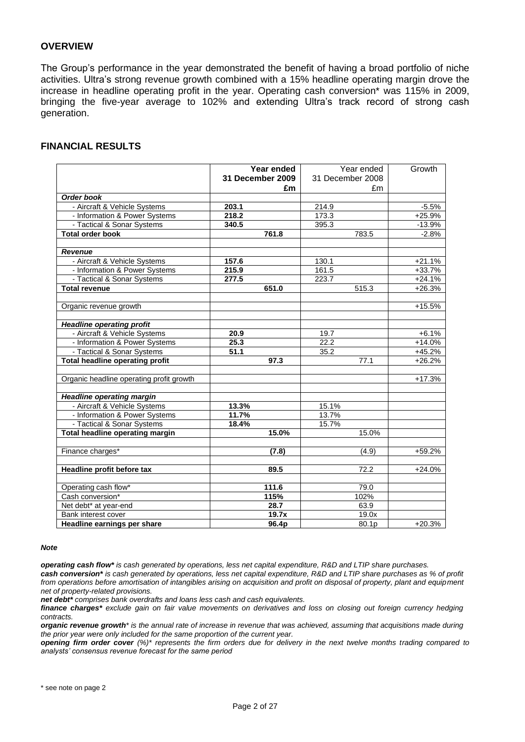## OVERVIEW

The Group's performance in the year demonstrated the benefit of having a broad portfolio of niche activities. Ultra's strong revenue growth combined with a 15% headline operating margin drove the increase in headline operating profit in the year. Operating cash conversion* was 115% in 2009, bringing the five-year average to 102% and extending Ultra's track record of strong cash generation.

## FINANCIAL RESULTS

| | **Year ended 31 December 2009 £m** | | Year ended 31 December 2008 £m | | Growth |
|---|---|---|---|---|---|
| ***Order book*** | | | | | |
| - Aircraft & Vehicle Systems | **203.1** | | 214.9 | | -5.5% |
| - Information & Power Systems | **218.2** | | 173.3 | | +25.9% |
| - Tactical & Sonar Systems | **340.5** | | 395.3 | | -13.9% |
| **Total order book** | | **761.8** | | 783.5 | -2.8% |
| | | | | | |
| ***Revenue*** | | | | | |
| - Aircraft & Vehicle Systems | **157.6** | | 130.1 | | +21.1% |
| - Information & Power Systems | **215.9** | | 161.5 | | +33.7% |
| - Tactical & Sonar Systems | **277.5** | | 223.7 | | +24.1% |
| **Total revenue** | | **651.0** | | 515.3 | +26.3% |
| | | | | | |
| Organic revenue growth | | | | | +15.5% |
| | | | | | |
| ***Headline operating profit*** | | | | | |
| - Aircraft & Vehicle Systems | **20.9** | | 19.7 | | +6.1% |
| - Information & Power Systems | **25.3** | | 22.2 | | +14.0% |
| - Tactical & Sonar Systems | **51.1** | | 35.2 | | +45.2% |
| **Total headline operating profit** | | **97.3** | | 77.1 | +26.2% |
| | | | | | |
| Organic headline operating profit growth | | | | | +17.3% |
| | | | | | |
| ***Headline operating margin*** | | | | | |
| - Aircraft & Vehicle Systems | **13.3%** | | 15.1% | | |
| - Information & Power Systems | **11.7%** | | 13.7% | | |
| - Tactical & Sonar Systems | **18.4%** | | 15.7% | | |
| **Total headline operating margin** | | **15.0%** | | 15.0% | |
| | | | | | |
| Finance charges* | | **(7.8)** | | (4.9) | +59.2% |
| | | | | | |
| **Headline profit before tax** | | **89.5** | | 72.2 | +24.0% |
| | | | | | |
| Operating cash flow* | | **111.6** | | 79.0 | |
| Cash conversion* | | **115%** | | 102% | |
| Net debt* at year-end | | **28.7** | | 63.9 | |
| Bank interest cover | | **19.7x** | | 19.0x | |
| **Headline earnings per share** | | **96.4p** | | 80.1p | +20.3% |

***Note***

***operating cash flow**** *is cash generated by operations, less net capital expenditure, R&D and LTIP share purchases.*
***cash conversion**** *is cash generated by operations, less net capital expenditure, R&D and LTIP share purchases as % of profit from operations before amortisation of intangibles arising on acquisition and profit on disposal of property, plant and equipment net of property-related provisions.*
***net debt**** *comprises bank overdrafts and loans less cash and cash equivalents.*
***finance charges**** *exclude gain on fair value movements on derivatives and loss on closing out foreign currency hedging contracts.*
***organic revenue growth**** *is the annual rate of increase in revenue that was achieved, assuming that acquisitions made during the prior year were only included for the same proportion of the current year.*
***opening firm order cover*** *(%)* represents the firm orders due for delivery in the next twelve months trading compared to analysts' consensus revenue forecast for the same period*

\* see note on page 2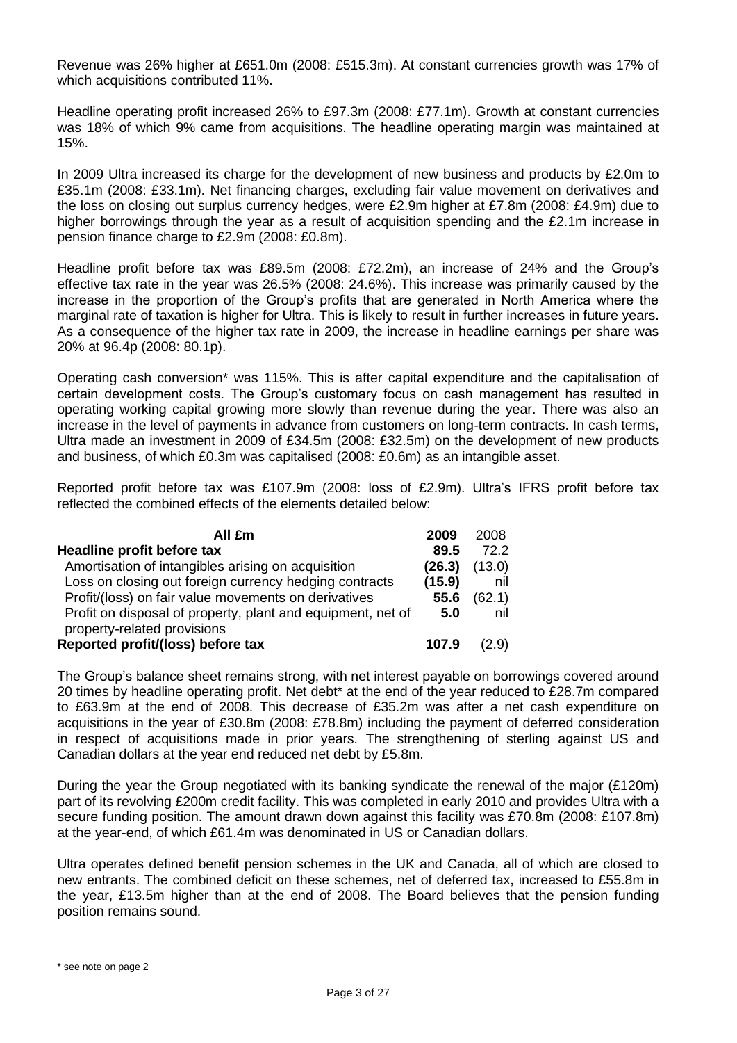Revenue was 26% higher at £651.0m (2008: £515.3m). At constant currencies growth was 17% of which acquisitions contributed 11%.

Headline operating profit increased 26% to £97.3m (2008: £77.1m). Growth at constant currencies was 18% of which 9% came from acquisitions. The headline operating margin was maintained at 15%.

In 2009 Ultra increased its charge for the development of new business and products by £2.0m to £35.1m (2008: £33.1m). Net financing charges, excluding fair value movement on derivatives and the loss on closing out surplus currency hedges, were £2.9m higher at £7.8m (2008: £4.9m) due to higher borrowings through the year as a result of acquisition spending and the £2.1m increase in pension finance charge to £2.9m (2008: £0.8m).

Headline profit before tax was £89.5m (2008: £72.2m), an increase of 24% and the Group's effective tax rate in the year was 26.5% (2008: 24.6%). This increase was primarily caused by the increase in the proportion of the Group's profits that are generated in North America where the marginal rate of taxation is higher for Ultra. This is likely to result in further increases in future years. As a consequence of the higher tax rate in 2009, the increase in headline earnings per share was 20% at 96.4p (2008: 80.1p).

Operating cash conversion* was 115%. This is after capital expenditure and the capitalisation of certain development costs. The Group's customary focus on cash management has resulted in operating working capital growing more slowly than revenue during the year. There was also an increase in the level of payments in advance from customers on long-term contracts. In cash terms, Ultra made an investment in 2009 of £34.5m (2008: £32.5m) on the development of new products and business, of which £0.3m was capitalised (2008: £0.6m) as an intangible asset.

Reported profit before tax was £107.9m (2008: loss of £2.9m). Ultra's IFRS profit before tax reflected the combined effects of the elements detailed below:

| All £m | 2009 | 2008 |
|---|---|---|
| **Headline profit before tax** | **89.5** | 72.2 |
| Amortisation of intangibles arising on acquisition | **(26.3)** | (13.0) |
| Loss on closing out foreign currency hedging contracts | **(15.9)** | nil |
| Profit/(loss) on fair value movements on derivatives | **55.6** | (62.1) |
| Profit on disposal of property, plant and equipment, net of property-related provisions | **5.0** | nil |
| **Reported profit/(loss) before tax** | **107.9** | (2.9) |

The Group's balance sheet remains strong, with net interest payable on borrowings covered around 20 times by headline operating profit. Net debt* at the end of the year reduced to £28.7m compared to £63.9m at the end of 2008. This decrease of £35.2m was after a net cash expenditure on acquisitions in the year of £30.8m (2008: £78.8m) including the payment of deferred consideration in respect of acquisitions made in prior years. The strengthening of sterling against US and Canadian dollars at the year end reduced net debt by £5.8m.

During the year the Group negotiated with its banking syndicate the renewal of the major (£120m) part of its revolving £200m credit facility. This was completed in early 2010 and provides Ultra with a secure funding position. The amount drawn down against this facility was £70.8m (2008: £107.8m) at the year-end, of which £61.4m was denominated in US or Canadian dollars.

Ultra operates defined benefit pension schemes in the UK and Canada, all of which are closed to new entrants. The combined deficit on these schemes, net of deferred tax, increased to £55.8m in the year, £13.5m higher than at the end of 2008. The Board believes that the pension funding position remains sound.

\* see note on page 2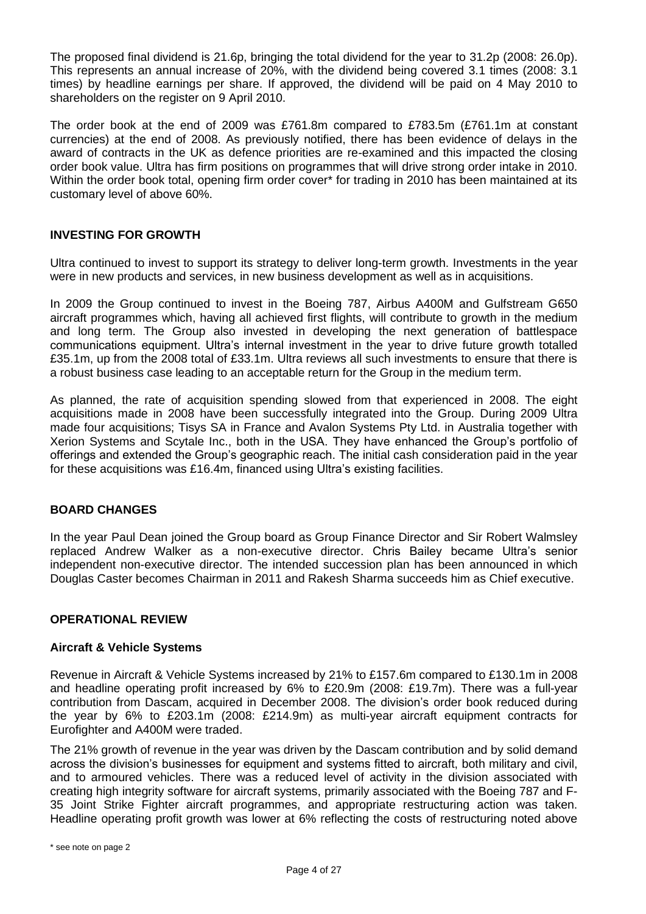The proposed final dividend is 21.6p, bringing the total dividend for the year to 31.2p (2008: 26.0p). This represents an annual increase of 20%, with the dividend being covered 3.1 times (2008: 3.1 times) by headline earnings per share. If approved, the dividend will be paid on 4 May 2010 to shareholders on the register on 9 April 2010.

The order book at the end of 2009 was £761.8m compared to £783.5m (£761.1m at constant currencies) at the end of 2008. As previously notified, there has been evidence of delays in the award of contracts in the UK as defence priorities are re-examined and this impacted the closing order book value. Ultra has firm positions on programmes that will drive strong order intake in 2010. Within the order book total, opening firm order cover* for trading in 2010 has been maintained at its customary level of above 60%.

## INVESTING FOR GROWTH

Ultra continued to invest to support its strategy to deliver long-term growth. Investments in the year were in new products and services, in new business development as well as in acquisitions.

In 2009 the Group continued to invest in the Boeing 787, Airbus A400M and Gulfstream G650 aircraft programmes which, having all achieved first flights, will contribute to growth in the medium and long term. The Group also invested in developing the next generation of battlespace communications equipment. Ultra's internal investment in the year to drive future growth totalled £35.1m, up from the 2008 total of £33.1m. Ultra reviews all such investments to ensure that there is a robust business case leading to an acceptable return for the Group in the medium term.

As planned, the rate of acquisition spending slowed from that experienced in 2008. The eight acquisitions made in 2008 have been successfully integrated into the Group. During 2009 Ultra made four acquisitions; Tisys SA in France and Avalon Systems Pty Ltd. in Australia together with Xerion Systems and Scytale Inc., both in the USA. They have enhanced the Group's portfolio of offerings and extended the Group's geographic reach. The initial cash consideration paid in the year for these acquisitions was £16.4m, financed using Ultra's existing facilities.

## BOARD CHANGES

In the year Paul Dean joined the Group board as Group Finance Director and Sir Robert Walmsley replaced Andrew Walker as a non-executive director. Chris Bailey became Ultra's senior independent non-executive director. The intended succession plan has been announced in which Douglas Caster becomes Chairman in 2011 and Rakesh Sharma succeeds him as Chief executive.

## OPERATIONAL REVIEW

### Aircraft & Vehicle Systems

Revenue in Aircraft & Vehicle Systems increased by 21% to £157.6m compared to £130.1m in 2008 and headline operating profit increased by 6% to £20.9m (2008: £19.7m). There was a full-year contribution from Dascam, acquired in December 2008. The division's order book reduced during the year by 6% to £203.1m (2008: £214.9m) as multi-year aircraft equipment contracts for Eurofighter and A400M were traded.

The 21% growth of revenue in the year was driven by the Dascam contribution and by solid demand across the division's businesses for equipment and systems fitted to aircraft, both military and civil, and to armoured vehicles. There was a reduced level of activity in the division associated with creating high integrity software for aircraft systems, primarily associated with the Boeing 787 and F-35 Joint Strike Fighter aircraft programmes, and appropriate restructuring action was taken. Headline operating profit growth was lower at 6% reflecting the costs of restructuring noted above

\* see note on page 2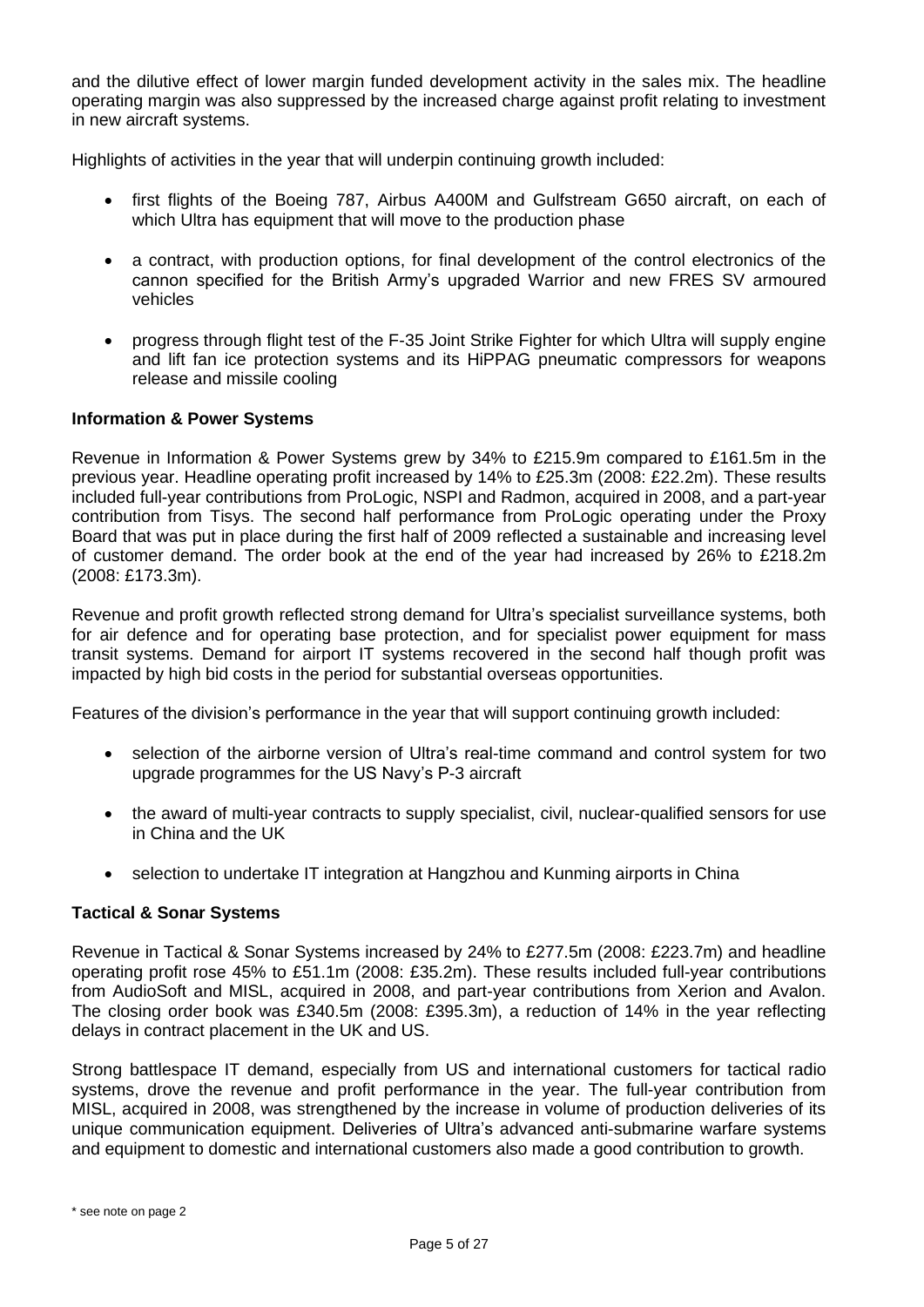and the dilutive effect of lower margin funded development activity in the sales mix. The headline operating margin was also suppressed by the increased charge against profit relating to investment in new aircraft systems.

Highlights of activities in the year that will underpin continuing growth included:

- first flights of the Boeing 787, Airbus A400M and Gulfstream G650 aircraft, on each of which Ultra has equipment that will move to the production phase
- a contract, with production options, for final development of the control electronics of the cannon specified for the British Army's upgraded Warrior and new FRES SV armoured vehicles
- progress through flight test of the F-35 Joint Strike Fighter for which Ultra will supply engine and lift fan ice protection systems and its HiPPAG pneumatic compressors for weapons release and missile cooling

**Information & Power Systems**

Revenue in Information & Power Systems grew by 34% to £215.9m compared to £161.5m in the previous year. Headline operating profit increased by 14% to £25.3m (2008: £22.2m). These results included full-year contributions from ProLogic, NSPI and Radmon, acquired in 2008, and a part-year contribution from Tisys. The second half performance from ProLogic operating under the Proxy Board that was put in place during the first half of 2009 reflected a sustainable and increasing level of customer demand. The order book at the end of the year had increased by 26% to £218.2m (2008: £173.3m).

Revenue and profit growth reflected strong demand for Ultra's specialist surveillance systems, both for air defence and for operating base protection, and for specialist power equipment for mass transit systems. Demand for airport IT systems recovered in the second half though profit was impacted by high bid costs in the period for substantial overseas opportunities.

Features of the division's performance in the year that will support continuing growth included:

- selection of the airborne version of Ultra's real-time command and control system for two upgrade programmes for the US Navy's P-3 aircraft
- the award of multi-year contracts to supply specialist, civil, nuclear-qualified sensors for use in China and the UK
- selection to undertake IT integration at Hangzhou and Kunming airports in China

**Tactical & Sonar Systems**

Revenue in Tactical & Sonar Systems increased by 24% to £277.5m (2008: £223.7m) and headline operating profit rose 45% to £51.1m (2008: £35.2m). These results included full-year contributions from AudioSoft and MISL, acquired in 2008, and part-year contributions from Xerion and Avalon. The closing order book was £340.5m (2008: £395.3m), a reduction of 14% in the year reflecting delays in contract placement in the UK and US.

Strong battlespace IT demand, especially from US and international customers for tactical radio systems, drove the revenue and profit performance in the year. The full-year contribution from MISL, acquired in 2008, was strengthened by the increase in volume of production deliveries of its unique communication equipment. Deliveries of Ultra's advanced anti-submarine warfare systems and equipment to domestic and international customers also made a good contribution to growth.

\* see note on page 2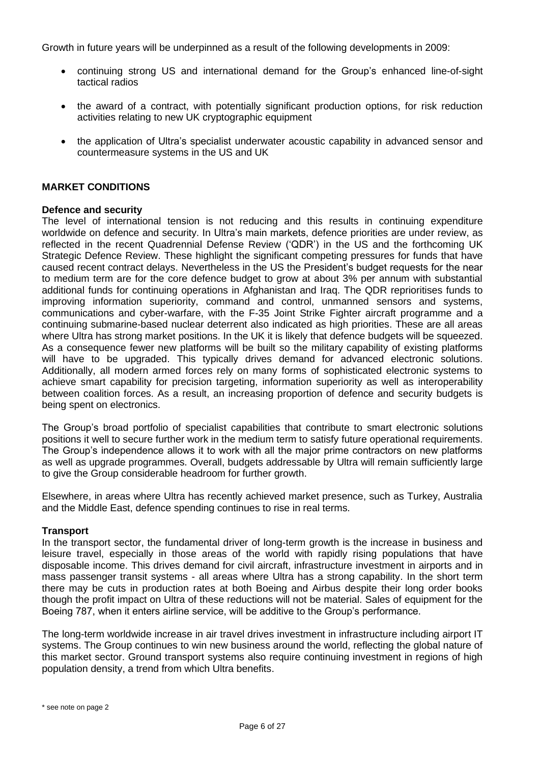Growth in future years will be underpinned as a result of the following developments in 2009:

- continuing strong US and international demand for the Group's enhanced line-of-sight tactical radios
- the award of a contract, with potentially significant production options, for risk reduction activities relating to new UK cryptographic equipment
- the application of Ultra's specialist underwater acoustic capability in advanced sensor and countermeasure systems in the US and UK

## MARKET CONDITIONS

### Defence and security

The level of international tension is not reducing and this results in continuing expenditure worldwide on defence and security. In Ultra's main markets, defence priorities are under review, as reflected in the recent Quadrennial Defense Review ('QDR') in the US and the forthcoming UK Strategic Defence Review. These highlight the significant competing pressures for funds that have caused recent contract delays. Nevertheless in the US the President's budget requests for the near to medium term are for the core defence budget to grow at about 3% per annum with substantial additional funds for continuing operations in Afghanistan and Iraq. The QDR reprioritises funds to improving information superiority, command and control, unmanned sensors and systems, communications and cyber-warfare, with the F-35 Joint Strike Fighter aircraft programme and a continuing submarine-based nuclear deterrent also indicated as high priorities. These are all areas where Ultra has strong market positions. In the UK it is likely that defence budgets will be squeezed. As a consequence fewer new platforms will be built so the military capability of existing platforms will have to be upgraded. This typically drives demand for advanced electronic solutions. Additionally, all modern armed forces rely on many forms of sophisticated electronic systems to achieve smart capability for precision targeting, information superiority as well as interoperability between coalition forces. As a result, an increasing proportion of defence and security budgets is being spent on electronics.

The Group's broad portfolio of specialist capabilities that contribute to smart electronic solutions positions it well to secure further work in the medium term to satisfy future operational requirements. The Group's independence allows it to work with all the major prime contractors on new platforms as well as upgrade programmes. Overall, budgets addressable by Ultra will remain sufficiently large to give the Group considerable headroom for further growth.

Elsewhere, in areas where Ultra has recently achieved market presence, such as Turkey, Australia and the Middle East, defence spending continues to rise in real terms.

### Transport

In the transport sector, the fundamental driver of long-term growth is the increase in business and leisure travel, especially in those areas of the world with rapidly rising populations that have disposable income. This drives demand for civil aircraft, infrastructure investment in airports and in mass passenger transit systems - all areas where Ultra has a strong capability. In the short term there may be cuts in production rates at both Boeing and Airbus despite their long order books though the profit impact on Ultra of these reductions will not be material. Sales of equipment for the Boeing 787, when it enters airline service, will be additive to the Group's performance.

The long-term worldwide increase in air travel drives investment in infrastructure including airport IT systems. The Group continues to win new business around the world, reflecting the global nature of this market sector. Ground transport systems also require continuing investment in regions of high population density, a trend from which Ultra benefits.

\* see note on page 2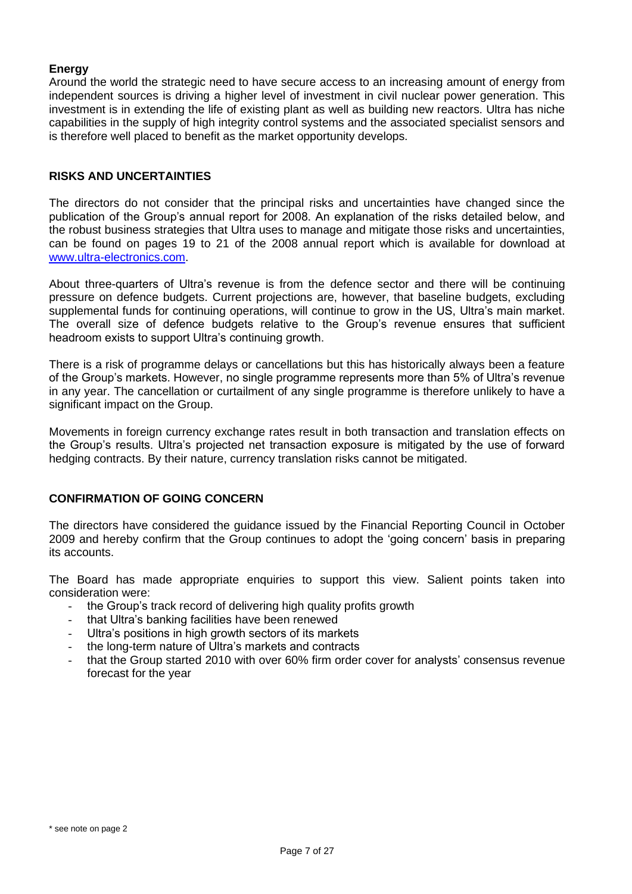**Energy**

Around the world the strategic need to have secure access to an increasing amount of energy from independent sources is driving a higher level of investment in civil nuclear power generation. This investment is in extending the life of existing plant as well as building new reactors. Ultra has niche capabilities in the supply of high integrity control systems and the associated specialist sensors and is therefore well placed to benefit as the market opportunity develops.

## RISKS AND UNCERTAINTIES

The directors do not consider that the principal risks and uncertainties have changed since the publication of the Group's annual report for 2008. An explanation of the risks detailed below, and the robust business strategies that Ultra uses to manage and mitigate those risks and uncertainties, can be found on pages 19 to 21 of the 2008 annual report which is available for download at www.ultra-electronics.com.

About three-quarters of Ultra's revenue is from the defence sector and there will be continuing pressure on defence budgets. Current projections are, however, that baseline budgets, excluding supplemental funds for continuing operations, will continue to grow in the US, Ultra's main market. The overall size of defence budgets relative to the Group's revenue ensures that sufficient headroom exists to support Ultra's continuing growth.

There is a risk of programme delays or cancellations but this has historically always been a feature of the Group's markets. However, no single programme represents more than 5% of Ultra's revenue in any year. The cancellation or curtailment of any single programme is therefore unlikely to have a significant impact on the Group.

Movements in foreign currency exchange rates result in both transaction and translation effects on the Group's results. Ultra's projected net transaction exposure is mitigated by the use of forward hedging contracts. By their nature, currency translation risks cannot be mitigated.

## CONFIRMATION OF GOING CONCERN

The directors have considered the guidance issued by the Financial Reporting Council in October 2009 and hereby confirm that the Group continues to adopt the 'going concern' basis in preparing its accounts.

The Board has made appropriate enquiries to support this view. Salient points taken into consideration were:

- the Group's track record of delivering high quality profits growth
- that Ultra's banking facilities have been renewed
- Ultra's positions in high growth sectors of its markets
- the long-term nature of Ultra's markets and contracts
- that the Group started 2010 with over 60% firm order cover for analysts' consensus revenue forecast for the year

\* see note on page 2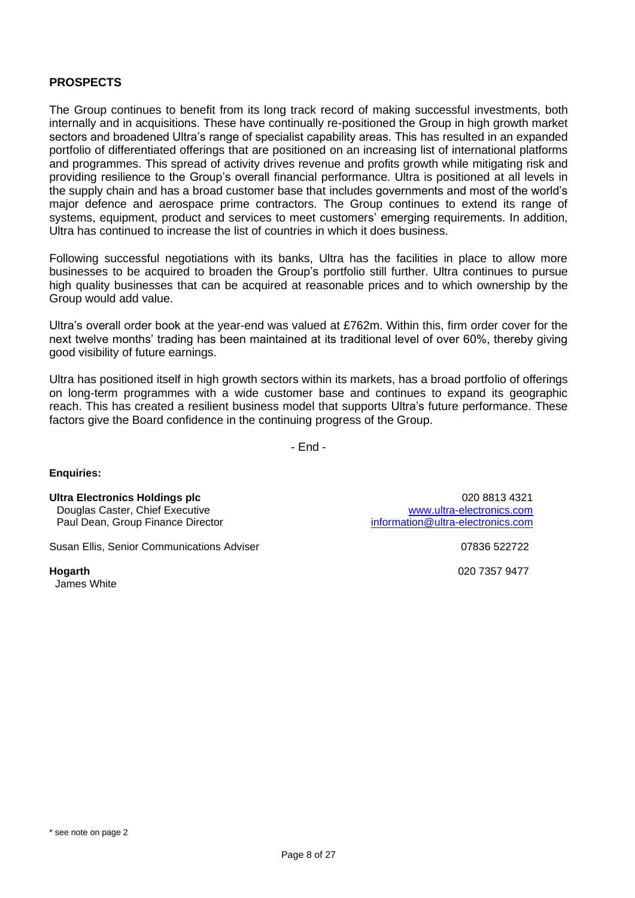## PROSPECTS

The Group continues to benefit from its long track record of making successful investments, both internally and in acquisitions. These have continually re-positioned the Group in high growth market sectors and broadened Ultra's range of specialist capability areas. This has resulted in an expanded portfolio of differentiated offerings that are positioned on an increasing list of international platforms and programmes. This spread of activity drives revenue and profits growth while mitigating risk and providing resilience to the Group's overall financial performance. Ultra is positioned at all levels in the supply chain and has a broad customer base that includes governments and most of the world's major defence and aerospace prime contractors. The Group continues to extend its range of systems, equipment, product and services to meet customers' emerging requirements. In addition, Ultra has continued to increase the list of countries in which it does business.

Following successful negotiations with its banks, Ultra has the facilities in place to allow more businesses to be acquired to broaden the Group's portfolio still further. Ultra continues to pursue high quality businesses that can be acquired at reasonable prices and to which ownership by the Group would add value.

Ultra's overall order book at the year-end was valued at £762m. Within this, firm order cover for the next twelve months' trading has been maintained at its traditional level of over 60%, thereby giving good visibility of future earnings.

Ultra has positioned itself in high growth sectors within its markets, has a broad portfolio of offerings on long-term programmes with a wide customer base and continues to expand its geographic reach. This has created a resilient business model that supports Ultra's future performance. These factors give the Board confidence in the continuing progress of the Group.

- End -

**Enquiries:**

**Ultra Electronics Holdings plc** — 020 8813 4321
Douglas Caster, Chief Executive — www.ultra-electronics.com
Paul Dean, Group Finance Director — information@ultra-electronics.com

Susan Ellis, Senior Communications Adviser — 07836 522722

**Hogarth** — 020 7357 9477
James White

\* see note on page 2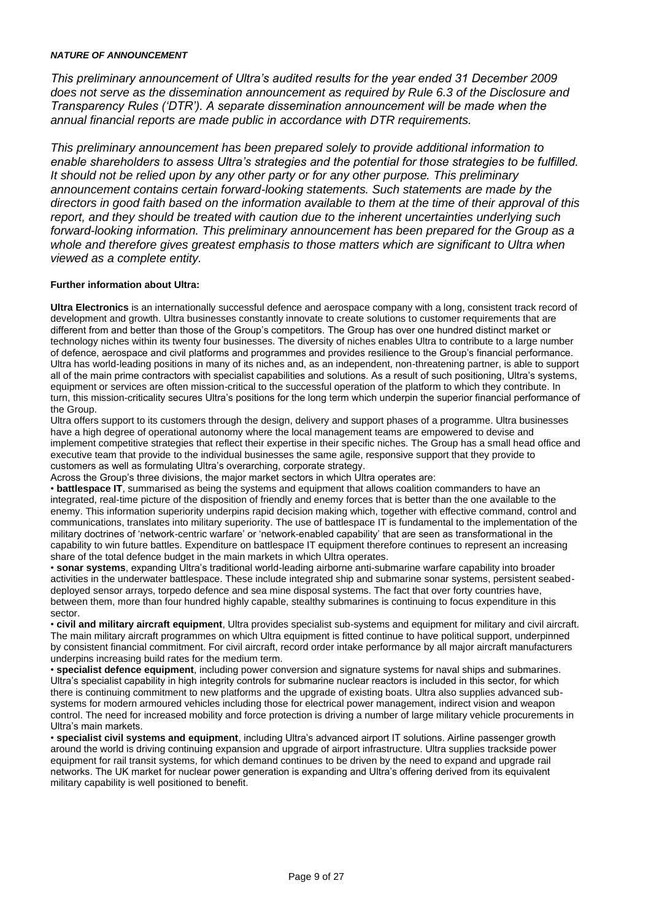***NATURE OF ANNOUNCEMENT***

*This preliminary announcement of Ultra's audited results for the year ended 31 December 2009 does not serve as the dissemination announcement as required by Rule 6.3 of the Disclosure and Transparency Rules ('DTR'). A separate dissemination announcement will be made when the annual financial reports are made public in accordance with DTR requirements.*

*This preliminary announcement has been prepared solely to provide additional information to enable shareholders to assess Ultra's strategies and the potential for those strategies to be fulfilled. It should not be relied upon by any other party or for any other purpose. This preliminary announcement contains certain forward-looking statements. Such statements are made by the directors in good faith based on the information available to them at the time of their approval of this report, and they should be treated with caution due to the inherent uncertainties underlying such forward-looking information. This preliminary announcement has been prepared for the Group as a whole and therefore gives greatest emphasis to those matters which are significant to Ultra when viewed as a complete entity.*

**Further information about Ultra:**

**Ultra Electronics** is an internationally successful defence and aerospace company with a long, consistent track record of development and growth. Ultra businesses constantly innovate to create solutions to customer requirements that are different from and better than those of the Group's competitors. The Group has over one hundred distinct market or technology niches within its twenty four businesses. The diversity of niches enables Ultra to contribute to a large number of defence, aerospace and civil platforms and programmes and provides resilience to the Group's financial performance. Ultra has world-leading positions in many of its niches and, as an independent, non-threatening partner, is able to support all of the main prime contractors with specialist capabilities and solutions. As a result of such positioning, Ultra's systems, equipment or services are often mission-critical to the successful operation of the platform to which they contribute. In turn, this mission-criticality secures Ultra's positions for the long term which underpin the superior financial performance of the Group.

Ultra offers support to its customers through the design, delivery and support phases of a programme. Ultra businesses have a high degree of operational autonomy where the local management teams are empowered to devise and implement competitive strategies that reflect their expertise in their specific niches. The Group has a small head office and executive team that provide to the individual businesses the same agile, responsive support that they provide to customers as well as formulating Ultra's overarching, corporate strategy.

Across the Group's three divisions, the major market sectors in which Ultra operates are:

- **battlespace IT**, summarised as being the systems and equipment that allows coalition commanders to have an integrated, real-time picture of the disposition of friendly and enemy forces that is better than the one available to the enemy. This information superiority underpins rapid decision making which, together with effective command, control and communications, translates into military superiority. The use of battlespace IT is fundamental to the implementation of the military doctrines of 'network-centric warfare' or 'network-enabled capability' that are seen as transformational in the capability to win future battles. Expenditure on battlespace IT equipment therefore continues to represent an increasing share of the total defence budget in the main markets in which Ultra operates.
- **sonar systems**, expanding Ultra's traditional world-leading airborne anti-submarine warfare capability into broader activities in the underwater battlespace. These include integrated ship and submarine sonar systems, persistent seabed-deployed sensor arrays, torpedo defence and sea mine disposal systems. The fact that over forty countries have, between them, more than four hundred highly capable, stealthy submarines is continuing to focus expenditure in this sector.
- **civil and military aircraft equipment**, Ultra provides specialist sub-systems and equipment for military and civil aircraft. The main military aircraft programmes on which Ultra equipment is fitted continue to have political support, underpinned by consistent financial commitment. For civil aircraft, record order intake performance by all major aircraft manufacturers underpins increasing build rates for the medium term.
- **specialist defence equipment**, including power conversion and signature systems for naval ships and submarines. Ultra's specialist capability in high integrity controls for submarine nuclear reactors is included in this sector, for which there is continuing commitment to new platforms and the upgrade of existing boats. Ultra also supplies advanced sub-systems for modern armoured vehicles including those for electrical power management, indirect vision and weapon control. The need for increased mobility and force protection is driving a number of large military vehicle procurements in Ultra's main markets.
- **specialist civil systems and equipment**, including Ultra's advanced airport IT solutions. Airline passenger growth around the world is driving continuing expansion and upgrade of airport infrastructure. Ultra supplies trackside power equipment for rail transit systems, for which demand continues to be driven by the need to expand and upgrade rail networks. The UK market for nuclear power generation is expanding and Ultra's offering derived from its equivalent military capability is well positioned to benefit.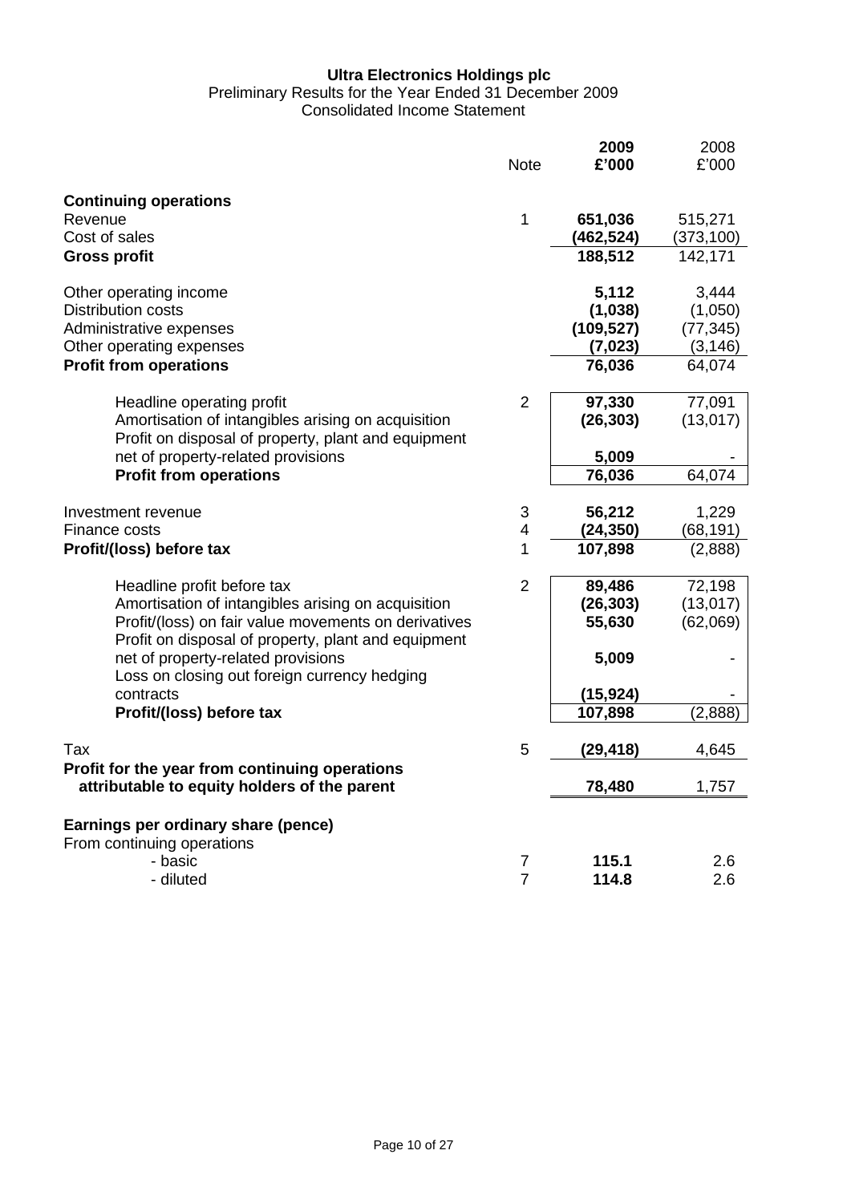**Ultra Electronics Holdings plc**

Preliminary Results for the Year Ended 31 December 2009

Consolidated Income Statement

| | Note | **2009 £'000** | 2008 £'000 |
|---|---|---|---|
| **Continuing operations** | | | |
| Revenue | 1 | **651,036** | 515,271 |
| Cost of sales | | **(462,524)** | (373,100) |
| **Gross profit** | | **188,512** | 142,171 |
| | | | |
| Other operating income | | **5,112** | 3,444 |
| Distribution costs | | **(1,038)** | (1,050) |
| Administrative expenses | | **(109,527)** | (77,345) |
| Other operating expenses | | **(7,023)** | (3,146) |
| **Profit from operations** | | **76,036** | 64,074 |
| | | | |
| Headline operating profit | 2 | **97,330** | 77,091 |
| Amortisation of intangibles arising on acquisition | | **(26,303)** | (13,017) |
| Profit on disposal of property, plant and equipment net of property-related provisions | | **5,009** | - |
| **Profit from operations** | | **76,036** | 64,074 |
| | | | |
| Investment revenue | 3 | **56,212** | 1,229 |
| Finance costs | 4 | **(24,350)** | (68,191) |
| **Profit/(loss) before tax** | 1 | **107,898** | (2,888) |
| | | | |
| Headline profit before tax | 2 | **89,486** | 72,198 |
| Amortisation of intangibles arising on acquisition | | **(26,303)** | (13,017) |
| Profit/(loss) on fair value movements on derivatives | | **55,630** | (62,069) |
| Profit on disposal of property, plant and equipment net of property-related provisions | | **5,009** | - |
| Loss on closing out foreign currency hedging contracts | | **(15,924)** | - |
| **Profit/(loss) before tax** | | **107,898** | (2,888) |
| | | | |
| Tax | 5 | **(29,418)** | 4,645 |
| **Profit for the year from continuing operations attributable to equity holders of the parent** | | **78,480** | 1,757 |
| | | | |
| **Earnings per ordinary share (pence)** | | | |
| From continuing operations | | | |
| - basic | 7 | **115.1** | 2.6 |
| - diluted | 7 | **114.8** | 2.6 |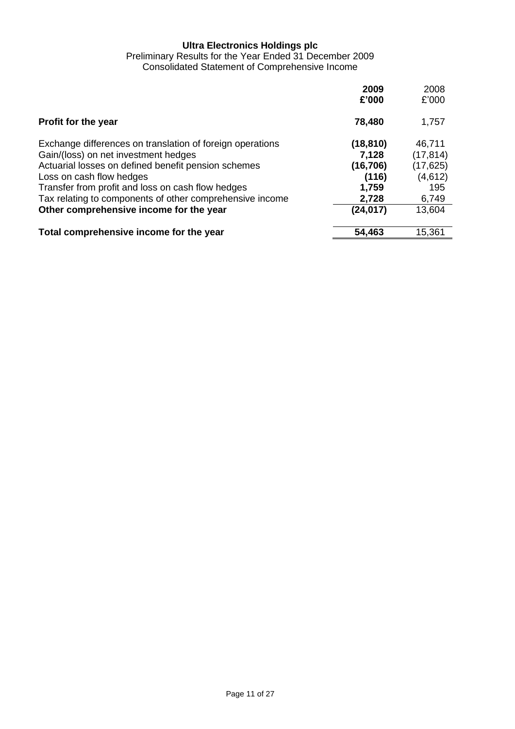**Ultra Electronics Holdings plc**

Preliminary Results for the Year Ended 31 December 2009

Consolidated Statement of Comprehensive Income

| | **2009** | 2008 |
|---|---|---|
| | **£'000** | £'000 |
| **Profit for the year** | **78,480** | 1,757 |
| Exchange differences on translation of foreign operations | **(18,810)** | 46,711 |
| Gain/(loss) on net investment hedges | **7,128** | (17,814) |
| Actuarial losses on defined benefit pension schemes | **(16,706)** | (17,625) |
| Loss on cash flow hedges | **(116)** | (4,612) |
| Transfer from profit and loss on cash flow hedges | **1,759** | 195 |
| Tax relating to components of other comprehensive income | **2,728** | 6,749 |
| **Other comprehensive income for the year** | **(24,017)** | 13,604 |
| **Total comprehensive income for the year** | **54,463** | 15,361 |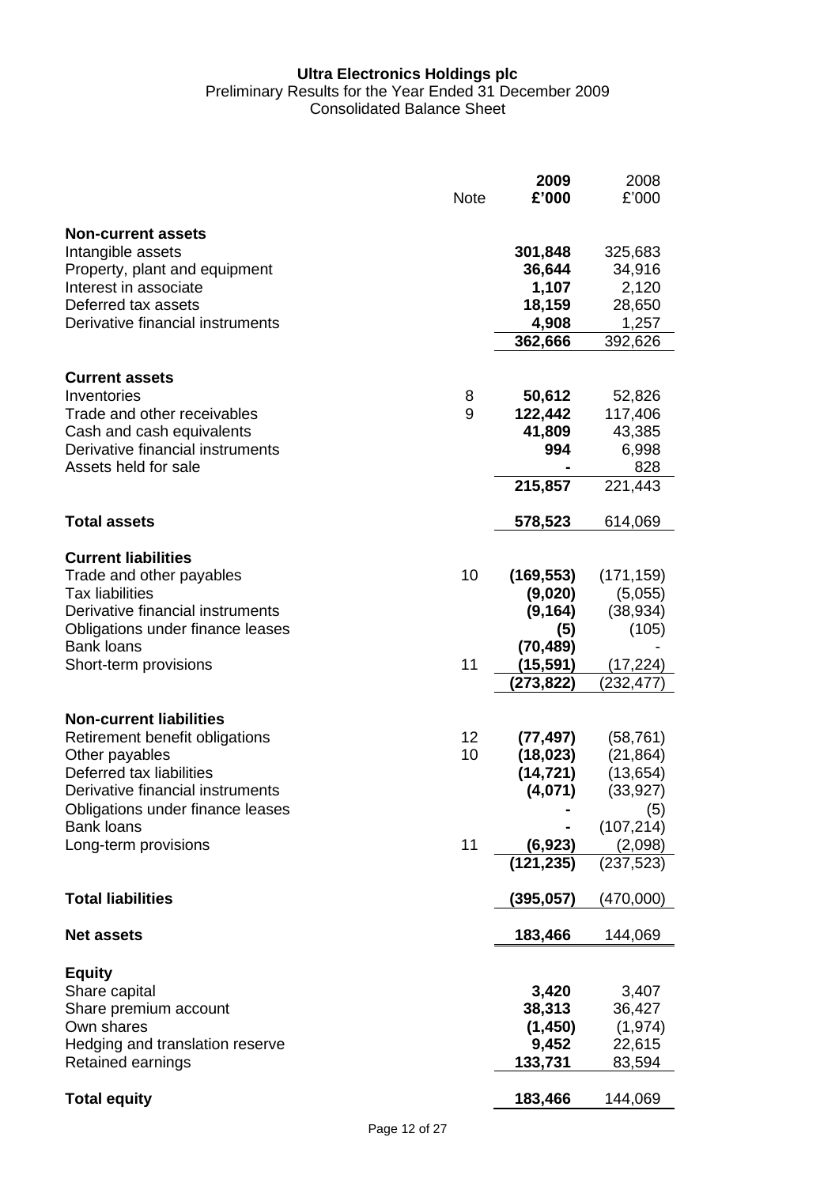**Ultra Electronics Holdings plc**
Preliminary Results for the Year Ended 31 December 2009
Consolidated Balance Sheet

| | Note | **2009 £'000** | 2008 £'000 |
|---|---|---|---|
| **Non-current assets** | | | |
| Intangible assets | | **301,848** | 325,683 |
| Property, plant and equipment | | **36,644** | 34,916 |
| Interest in associate | | **1,107** | 2,120 |
| Deferred tax assets | | **18,159** | 28,650 |
| Derivative financial instruments | | **4,908** | 1,257 |
| | | **362,666** | 392,626 |
| **Current assets** | | | |
| Inventories | 8 | **50,612** | 52,826 |
| Trade and other receivables | 9 | **122,442** | 117,406 |
| Cash and cash equivalents | | **41,809** | 43,385 |
| Derivative financial instruments | | **994** | 6,998 |
| Assets held for sale | | **-** | 828 |
| | | **215,857** | 221,443 |
| **Total assets** | | **578,523** | 614,069 |
| **Current liabilities** | | | |
| Trade and other payables | 10 | **(169,553)** | (171,159) |
| Tax liabilities | | **(9,020)** | (5,055) |
| Derivative financial instruments | | **(9,164)** | (38,934) |
| Obligations under finance leases | | **(5)** | (105) |
| Bank loans | | **(70,489)** | - |
| Short-term provisions | 11 | **(15,591)** | (17,224) |
| | | **(273,822)** | (232,477) |
| **Non-current liabilities** | | | |
| Retirement benefit obligations | 12 | **(77,497)** | (58,761) |
| Other payables | 10 | **(18,023)** | (21,864) |
| Deferred tax liabilities | | **(14,721)** | (13,654) |
| Derivative financial instruments | | **(4,071)** | (33,927) |
| Obligations under finance leases | | **-** | (5) |
| Bank loans | | **-** | (107,214) |
| Long-term provisions | 11 | **(6,923)** | (2,098) |
| | | **(121,235)** | (237,523) |
| **Total liabilities** | | **(395,057)** | (470,000) |
| **Net assets** | | **183,466** | 144,069 |
| **Equity** | | | |
| Share capital | | **3,420** | 3,407 |
| Share premium account | | **38,313** | 36,427 |
| Own shares | | **(1,450)** | (1,974) |
| Hedging and translation reserve | | **9,452** | 22,615 |
| Retained earnings | | **133,731** | 83,594 |
| **Total equity** | | **183,466** | 144,069 |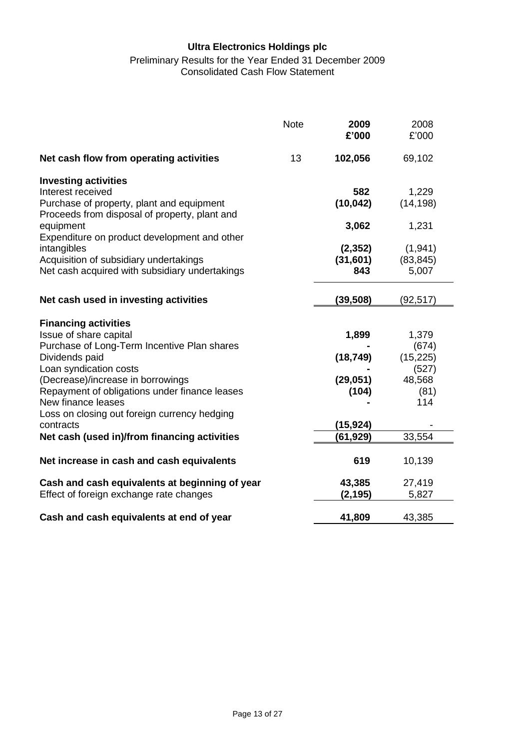**Ultra Electronics Holdings plc**

Preliminary Results for the Year Ended 31 December 2009
Consolidated Cash Flow Statement

| | Note | **2009 £'000** | 2008 £'000 |
|---|---|---|---|
| **Net cash flow from operating activities** | 13 | **102,056** | 69,102 |
| **Investing activities** | | | |
| Interest received | | **582** | 1,229 |
| Purchase of property, plant and equipment | | **(10,042)** | (14,198) |
| Proceeds from disposal of property, plant and equipment | | **3,062** | 1,231 |
| Expenditure on product development and other intangibles | | **(2,352)** | (1,941) |
| Acquisition of subsidiary undertakings | | **(31,601)** | (83,845) |
| Net cash acquired with subsidiary undertakings | | **843** | 5,007 |
| **Net cash used in investing activities** | | **(39,508)** | (92,517) |
| **Financing activities** | | | |
| Issue of share capital | | **1,899** | 1,379 |
| Purchase of Long-Term Incentive Plan shares | | **-** | (674) |
| Dividends paid | | **(18,749)** | (15,225) |
| Loan syndication costs | | **-** | (527) |
| (Decrease)/increase in borrowings | | **(29,051)** | 48,568 |
| Repayment of obligations under finance leases | | **(104)** | (81) |
| New finance leases | | **-** | 114 |
| Loss on closing out foreign currency hedging contracts | | **(15,924)** | - |
| **Net cash (used in)/from financing activities** | | **(61,929)** | 33,554 |
| **Net increase in cash and cash equivalents** | | **619** | 10,139 |
| **Cash and cash equivalents at beginning of year** | | **43,385** | 27,419 |
| Effect of foreign exchange rate changes | | **(2,195)** | 5,827 |
| **Cash and cash equivalents at end of year** | | **41,809** | 43,385 |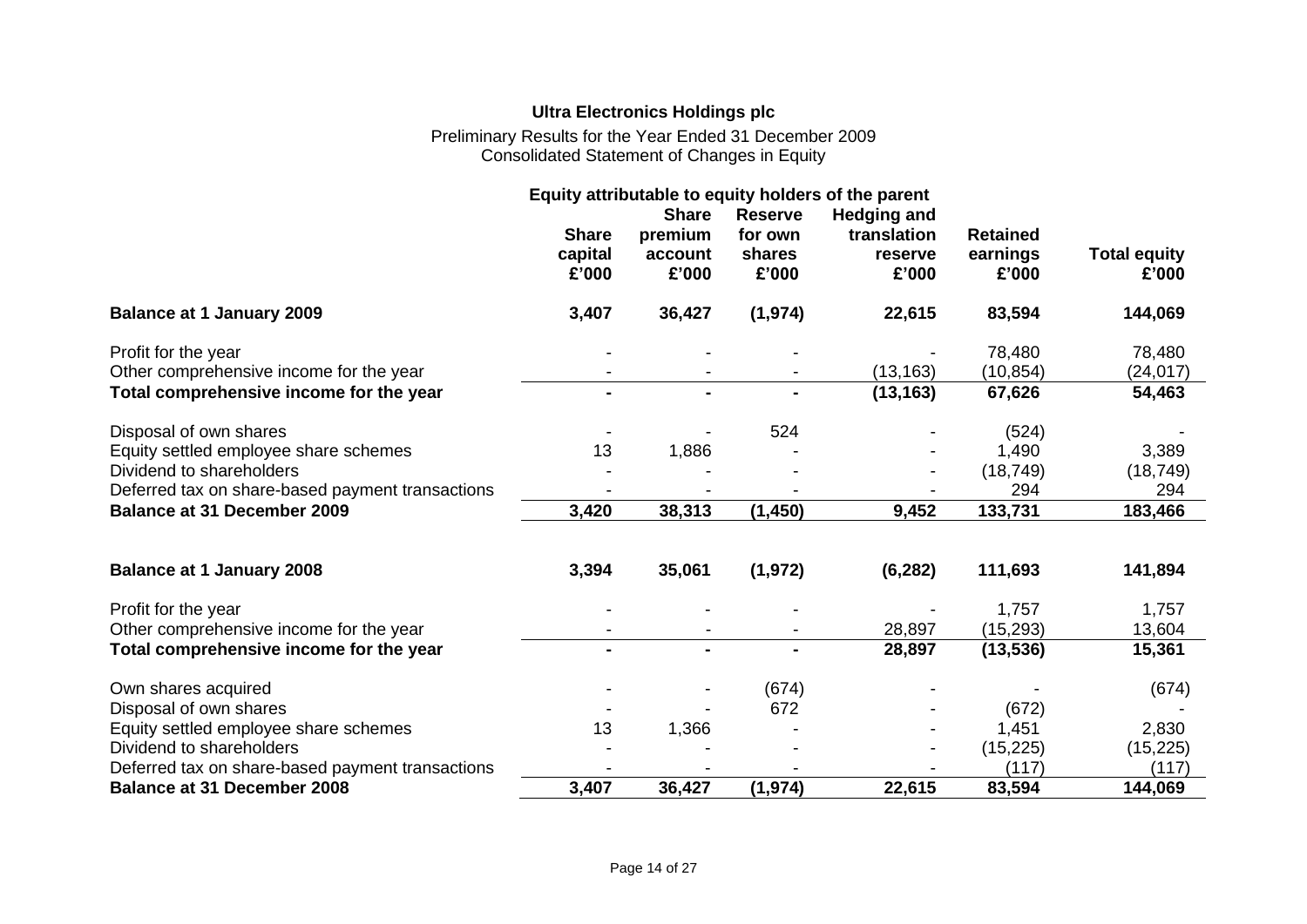**Ultra Electronics Holdings plc**

Preliminary Results for the Year Ended 31 December 2009
Consolidated Statement of Changes in Equity

| | Equity attributable to equity holders of the parent | | | | | |
|---|---|---|---|---|---|---|
| | **Share capital £'000** | **Share premium account £'000** | **Reserve for own shares £'000** | **Hedging and translation reserve £'000** | **Retained earnings £'000** | **Total equity £'000** |
| **Balance at 1 January 2009** | **3,407** | **36,427** | **(1,974)** | **22,615** | **83,594** | **144,069** |
| Profit for the year | - | - | - | - | 78,480 | 78,480 |
| Other comprehensive income for the year | - | - | - | (13,163) | (10,854) | (24,017) |
| **Total comprehensive income for the year** | **-** | **-** | **-** | **(13,163)** | **67,626** | **54,463** |
| Disposal of own shares | - | - | 524 | - | (524) | - |
| Equity settled employee share schemes | 13 | 1,886 | - | - | 1,490 | 3,389 |
| Dividend to shareholders | - | - | - | - | (18,749) | (18,749) |
| Deferred tax on share-based payment transactions | - | - | - | - | 294 | 294 |
| **Balance at 31 December 2009** | **3,420** | **38,313** | **(1,450)** | **9,452** | **133,731** | **183,466** |
| | | | | | | |
| **Balance at 1 January 2008** | **3,394** | **35,061** | **(1,972)** | **(6,282)** | **111,693** | **141,894** |
| Profit for the year | - | - | - | - | 1,757 | 1,757 |
| Other comprehensive income for the year | - | - | - | 28,897 | (15,293) | 13,604 |
| **Total comprehensive income for the year** | **-** | **-** | **-** | **28,897** | **(13,536)** | **15,361** |
| Own shares acquired | - | - | (674) | - | - | (674) |
| Disposal of own shares | - | - | 672 | - | (672) | - |
| Equity settled employee share schemes | 13 | 1,366 | - | - | 1,451 | 2,830 |
| Dividend to shareholders | - | - | - | - | (15,225) | (15,225) |
| Deferred tax on share-based payment transactions | - | - | - | - | (117) | (117) |
| **Balance at 31 December 2008** | **3,407** | **36,427** | **(1,974)** | **22,615** | **83,594** | **144,069** |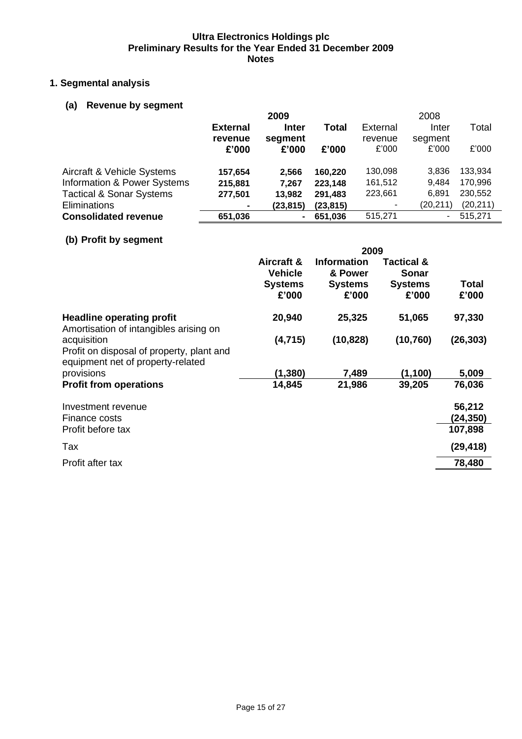**Ultra Electronics Holdings plc**
**Preliminary Results for the Year Ended 31 December 2009**
**Notes**

## 1. Segmental analysis

### (a) Revenue by segment

| | **2009** | | | 2008 | | |
|---|---|---|---|---|---|---|
| | **External revenue £'000** | **Inter segment £'000** | **Total £'000** | External revenue £'000 | Inter segment £'000 | Total £'000 |
| Aircraft & Vehicle Systems | **157,654** | **2,566** | **160,220** | 130,098 | 3,836 | 133,934 |
| Information & Power Systems | **215,881** | **7,267** | **223,148** | 161,512 | 9,484 | 170,996 |
| Tactical & Sonar Systems | **277,501** | **13,982** | **291,483** | 223,661 | 6,891 | 230,552 |
| Eliminations | **-** | **(23,815)** | **(23,815)** | - | (20,211) | (20,211) |
| **Consolidated revenue** | **651,036** | **-** | **651,036** | 515,271 | - | 515,271 |

### (b) Profit by segment

| | **2009** | | | |
|---|---|---|---|---|
| | **Aircraft & Vehicle Systems £'000** | **Information & Power Systems £'000** | **Tactical & Sonar Systems £'000** | **Total £'000** |
| **Headline operating profit** | **20,940** | **25,325** | **51,065** | **97,330** |
| Amortisation of intangibles arising on acquisition | **(4,715)** | **(10,828)** | **(10,760)** | **(26,303)** |
| Profit on disposal of property, plant and equipment net of property-related provisions | **(1,380)** | **7,489** | **(1,100)** | **5,009** |
| **Profit from operations** | **14,845** | **21,986** | **39,205** | **76,036** |
| Investment revenue | | | | **56,212** |
| Finance costs | | | | **(24,350)** |
| Profit before tax | | | | **107,898** |
| Tax | | | | **(29,418)** |
| Profit after tax | | | | **78,480** |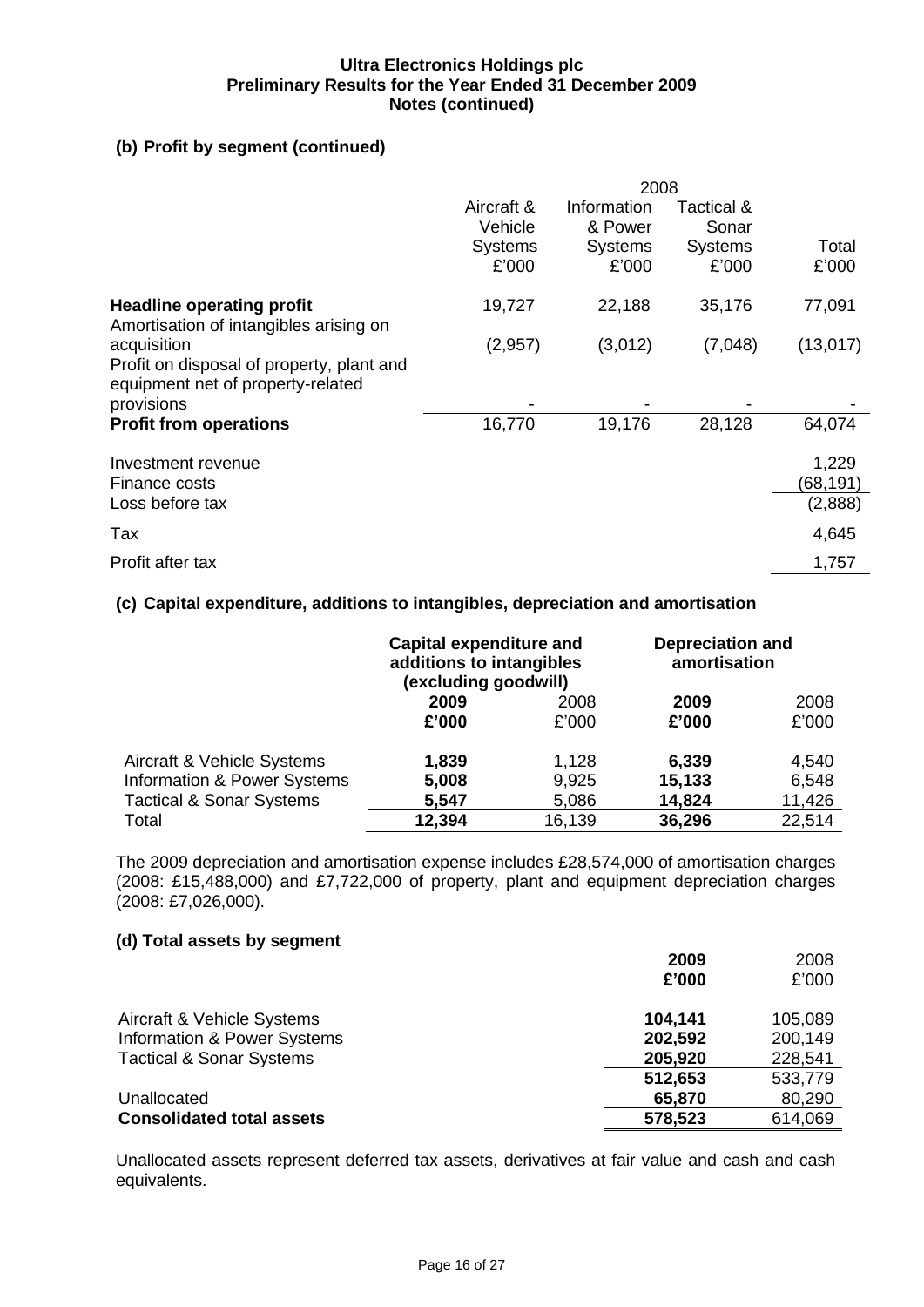### (b) Profit by segment (continued)

| | 2008 | | | |
|---|---|---|---|---|
| | Aircraft & Vehicle Systems £'000 | Information & Power Systems £'000 | Tactical & Sonar Systems £'000 | Total £'000 |
| **Headline operating profit** | 19,727 | 22,188 | 35,176 | 77,091 |
| Amortisation of intangibles arising on acquisition | (2,957) | (3,012) | (7,048) | (13,017) |
| Profit on disposal of property, plant and equipment net of property-related provisions | - | - | - | - |
| **Profit from operations** | 16,770 | 19,176 | 28,128 | 64,074 |
| Investment revenue | | | | 1,229 |
| Finance costs | | | | (68,191) |
| Loss before tax | | | | (2,888) |
| Tax | | | | 4,645 |
| Profit after tax | | | | 1,757 |

### (c) Capital expenditure, additions to intangibles, depreciation and amortisation

| | Capital expenditure and additions to intangibles (excluding goodwill) | | Depreciation and amortisation | |
|---|---|---|---|---|
| | **2009 £'000** | 2008 £'000 | **2009 £'000** | 2008 £'000 |
| Aircraft & Vehicle Systems | **1,839** | 1,128 | **6,339** | 4,540 |
| Information & Power Systems | **5,008** | 9,925 | **15,133** | 6,548 |
| Tactical & Sonar Systems | **5,547** | 5,086 | **14,824** | 11,426 |
| Total | **12,394** | 16,139 | **36,296** | 22,514 |

The 2009 depreciation and amortisation expense includes £28,574,000 of amortisation charges (2008: £15,488,000) and £7,722,000 of property, plant and equipment depreciation charges (2008: £7,026,000).

### (d) Total assets by segment

| | **2009 £'000** | 2008 £'000 |
|---|---|---|
| Aircraft & Vehicle Systems | **104,141** | 105,089 |
| Information & Power Systems | **202,592** | 200,149 |
| Tactical & Sonar Systems | **205,920** | 228,541 |
| | **512,653** | 533,779 |
| Unallocated | **65,870** | 80,290 |
| **Consolidated total assets** | **578,523** | 614,069 |

Unallocated assets represent deferred tax assets, derivatives at fair value and cash and cash equivalents.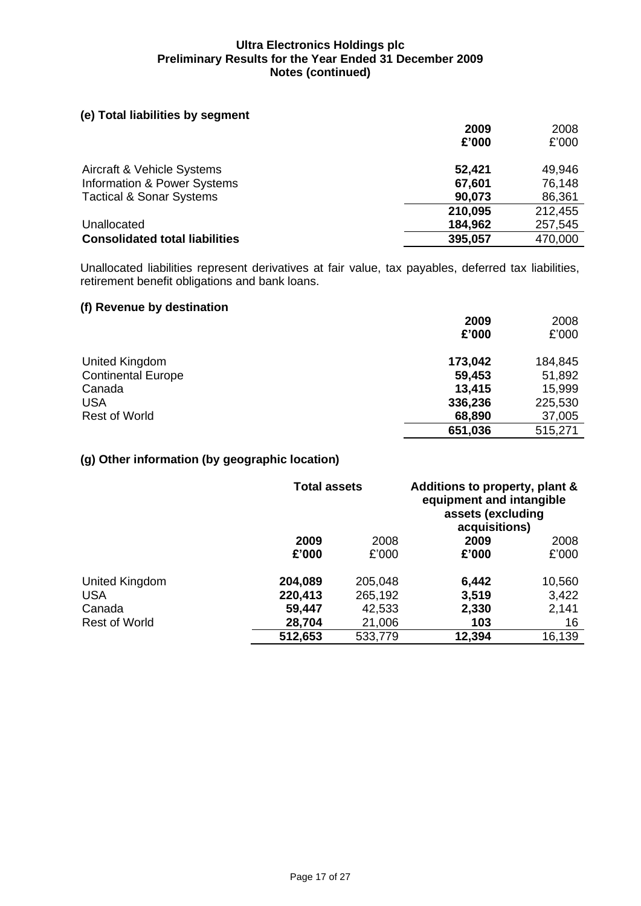### (e) Total liabilities by segment

| | 2009 £'000 | 2008 £'000 |
|---|---|---|
| Aircraft & Vehicle Systems | **52,421** | 49,946 |
| Information & Power Systems | **67,601** | 76,148 |
| Tactical & Sonar Systems | **90,073** | 86,361 |
| | **210,095** | 212,455 |
| Unallocated | **184,962** | 257,545 |
| **Consolidated total liabilities** | **395,057** | 470,000 |

Unallocated liabilities represent derivatives at fair value, tax payables, deferred tax liabilities, retirement benefit obligations and bank loans.

### (f) Revenue by destination

| | 2009 £'000 | 2008 £'000 |
|---|---|---|
| United Kingdom | **173,042** | 184,845 |
| Continental Europe | **59,453** | 51,892 |
| Canada | **13,415** | 15,999 |
| USA | **336,236** | 225,530 |
| Rest of World | **68,890** | 37,005 |
| | **651,036** | 515,271 |

### (g) Other information (by geographic location)

| | Total assets | | Additions to property, plant & equipment and intangible assets (excluding acquisitions) | |
|---|---|---|---|---|
| | 2009 £'000 | 2008 £'000 | 2009 £'000 | 2008 £'000 |
| United Kingdom | **204,089** | 205,048 | **6,442** | 10,560 |
| USA | **220,413** | 265,192 | **3,519** | 3,422 |
| Canada | **59,447** | 42,533 | **2,330** | 2,141 |
| Rest of World | **28,704** | 21,006 | **103** | 16 |
| | **512,653** | 533,779 | **12,394** | 16,139 |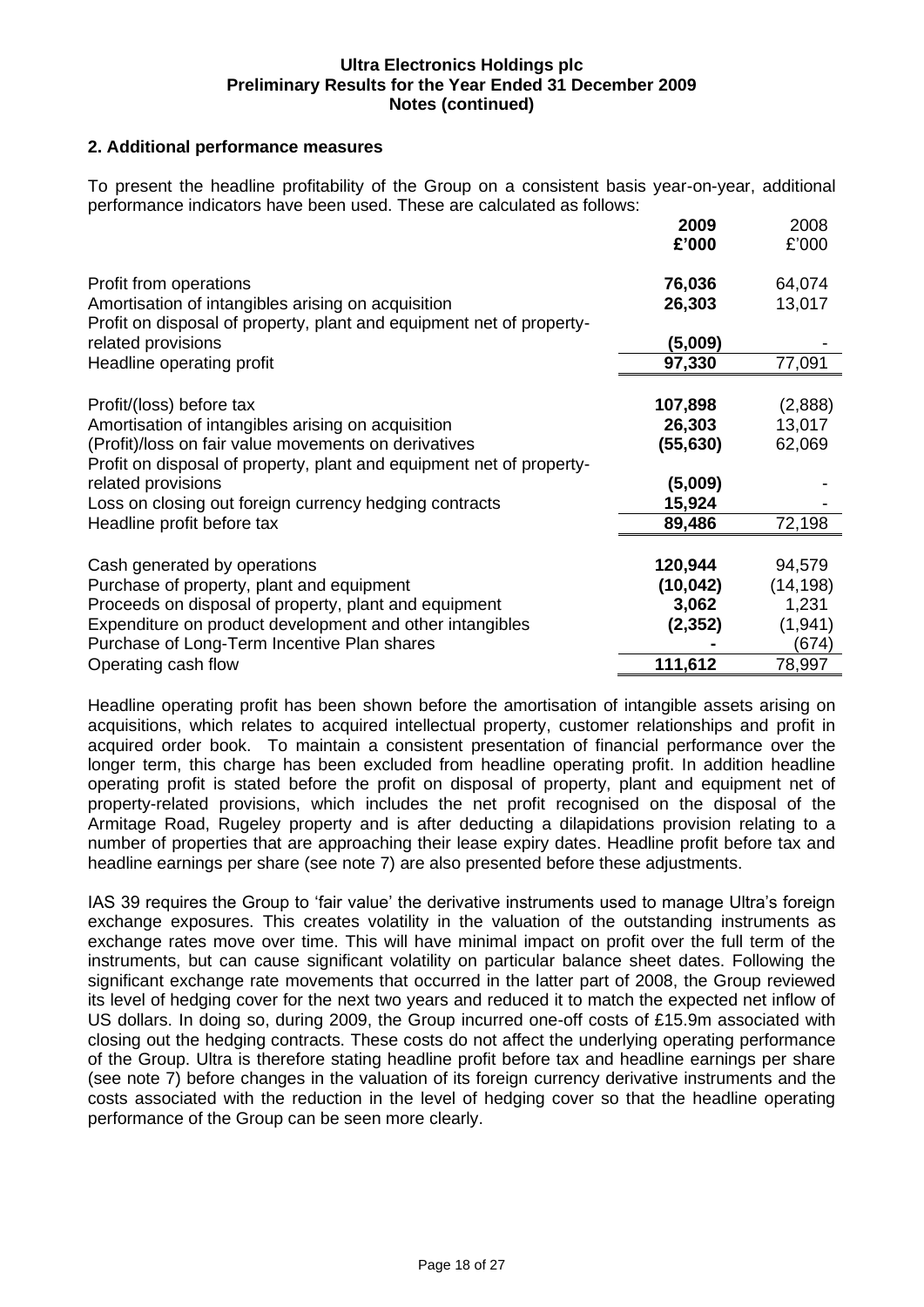## 2. Additional performance measures

To present the headline profitability of the Group on a consistent basis year-on-year, additional performance indicators have been used. These are calculated as follows:

| | **2009** | 2008 |
|---|---|---|
| | **£'000** | £'000 |
| Profit from operations | **76,036** | 64,074 |
| Amortisation of intangibles arising on acquisition | **26,303** | 13,017 |
| Profit on disposal of property, plant and equipment net of property-related provisions | **(5,009)** | - |
| Headline operating profit | **97,330** | 77,091 |
| | | |
| Profit/(loss) before tax | **107,898** | (2,888) |
| Amortisation of intangibles arising on acquisition | **26,303** | 13,017 |
| (Profit)/loss on fair value movements on derivatives | **(55,630)** | 62,069 |
| Profit on disposal of property, plant and equipment net of property-related provisions | **(5,009)** | - |
| Loss on closing out foreign currency hedging contracts | **15,924** | - |
| Headline profit before tax | **89,486** | 72,198 |
| | | |
| Cash generated by operations | **120,944** | 94,579 |
| Purchase of property, plant and equipment | **(10,042)** | (14,198) |
| Proceeds on disposal of property, plant and equipment | **3,062** | 1,231 |
| Expenditure on product development and other intangibles | **(2,352)** | (1,941) |
| Purchase of Long-Term Incentive Plan shares | **-** | (674) |
| Operating cash flow | **111,612** | 78,997 |

Headline operating profit has been shown before the amortisation of intangible assets arising on acquisitions, which relates to acquired intellectual property, customer relationships and profit in acquired order book. To maintain a consistent presentation of financial performance over the longer term, this charge has been excluded from headline operating profit. In addition headline operating profit is stated before the profit on disposal of property, plant and equipment net of property-related provisions, which includes the net profit recognised on the disposal of the Armitage Road, Rugeley property and is after deducting a dilapidations provision relating to a number of properties that are approaching their lease expiry dates. Headline profit before tax and headline earnings per share (see note 7) are also presented before these adjustments.

IAS 39 requires the Group to 'fair value' the derivative instruments used to manage Ultra's foreign exchange exposures. This creates volatility in the valuation of the outstanding instruments as exchange rates move over time. This will have minimal impact on profit over the full term of the instruments, but can cause significant volatility on particular balance sheet dates. Following the significant exchange rate movements that occurred in the latter part of 2008, the Group reviewed its level of hedging cover for the next two years and reduced it to match the expected net inflow of US dollars. In doing so, during 2009, the Group incurred one-off costs of £15.9m associated with closing out the hedging contracts. These costs do not affect the underlying operating performance of the Group. Ultra is therefore stating headline profit before tax and headline earnings per share (see note 7) before changes in the valuation of its foreign currency derivative instruments and the costs associated with the reduction in the level of hedging cover so that the headline operating performance of the Group can be seen more clearly.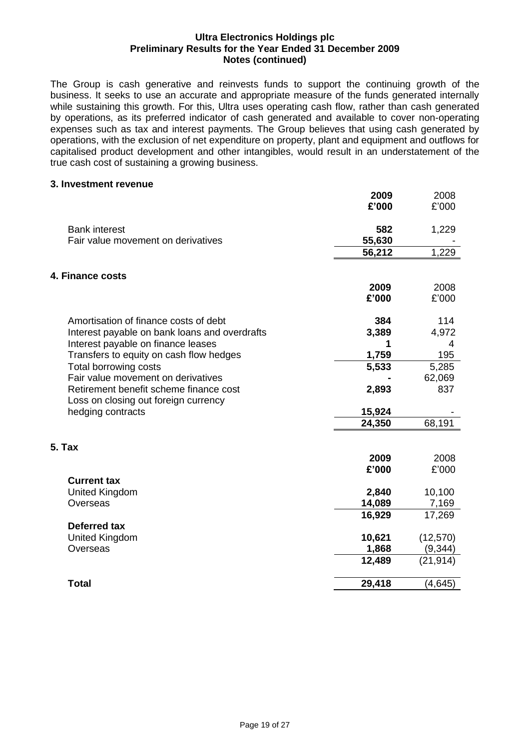**Ultra Electronics Holdings plc**
**Preliminary Results for the Year Ended 31 December 2009**
**Notes (continued)**

The Group is cash generative and reinvests funds to support the continuing growth of the business. It seeks to use an accurate and appropriate measure of the funds generated internally while sustaining this growth. For this, Ultra uses operating cash flow, rather than cash generated by operations, as its preferred indicator of cash generated and available to cover non-operating expenses such as tax and interest payments. The Group believes that using cash generated by operations, with the exclusion of net expenditure on property, plant and equipment and outflows for capitalised product development and other intangibles, would result in an understatement of the true cash cost of sustaining a growing business.

## 3. Investment revenue

| | **2009** | 2008 |
|---|---|---|
| | **£'000** | £'000 |
| Bank interest | **582** | 1,229 |
| Fair value movement on derivatives | **55,630** | - |
| | **56,212** | 1,229 |

## 4. Finance costs

| | **2009** | 2008 |
|---|---|---|
| | **£'000** | £'000 |
| Amortisation of finance costs of debt | **384** | 114 |
| Interest payable on bank loans and overdrafts | **3,389** | 4,972 |
| Interest payable on finance leases | **1** | 4 |
| Transfers to equity on cash flow hedges | **1,759** | 195 |
| Total borrowing costs | **5,533** | 5,285 |
| Fair value movement on derivatives | **-** | 62,069 |
| Retirement benefit scheme finance cost | **2,893** | 837 |
| Loss on closing out foreign currency hedging contracts | **15,924** | - |
| | **24,350** | 68,191 |

## 5. Tax

| | **2009** | 2008 |
|---|---|---|
| | **£'000** | £'000 |
| **Current tax** | | |
| United Kingdom | **2,840** | 10,100 |
| Overseas | **14,089** | 7,169 |
| | **16,929** | 17,269 |
| **Deferred tax** | | |
| United Kingdom | **10,621** | (12,570) |
| Overseas | **1,868** | (9,344) |
| | **12,489** | (21,914) |
| **Total** | **29,418** | (4,645) |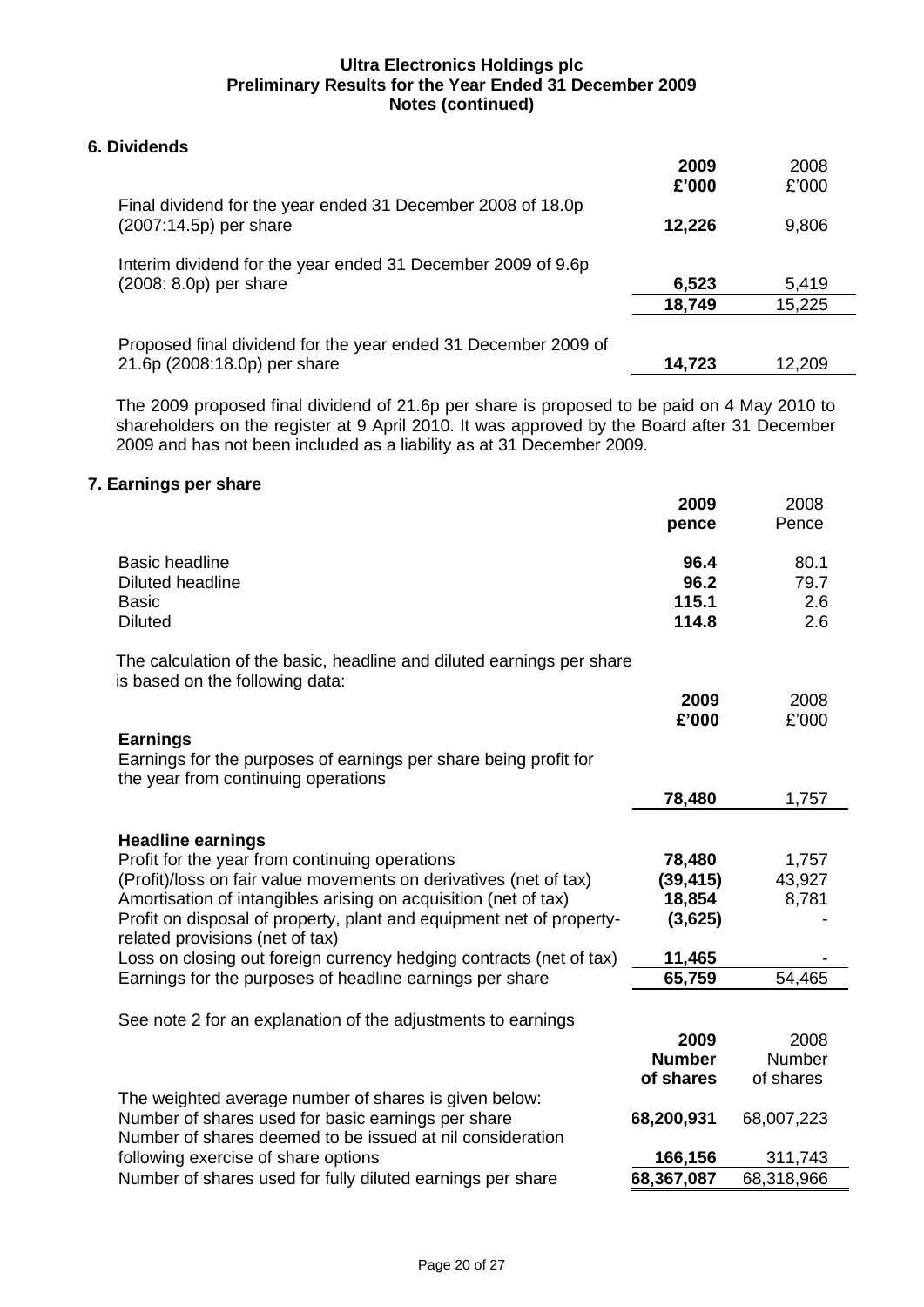**Ultra Electronics Holdings plc**
**Preliminary Results for the Year Ended 31 December 2009**
**Notes (continued)**

## 6. Dividends

| | **2009** **£'000** | 2008 £'000 |
|---|---|---|
| Final dividend for the year ended 31 December 2008 of 18.0p (2007:14.5p) per share | **12,226** | 9,806 |
| Interim dividend for the year ended 31 December 2009 of 9.6p (2008: 8.0p) per share | **6,523** | 5,419 |
| | **18,749** | 15,225 |
| Proposed final dividend for the year ended 31 December 2009 of 21.6p (2008:18.0p) per share | **14,723** | 12,209 |

The 2009 proposed final dividend of 21.6p per share is proposed to be paid on 4 May 2010 to shareholders on the register at 9 April 2010. It was approved by the Board after 31 December 2009 and has not been included as a liability as at 31 December 2009.

## 7. Earnings per share

| | **2009** **pence** | 2008 Pence |
|---|---|---|
| Basic headline | **96.4** | 80.1 |
| Diluted headline | **96.2** | 79.7 |
| Basic | **115.1** | 2.6 |
| Diluted | **114.8** | 2.6 |

The calculation of the basic, headline and diluted earnings per share is based on the following data:

| | **2009** **£'000** | 2008 £'000 |
|---|---|---|
| **Earnings** | | |
| Earnings for the purposes of earnings per share being profit for the year from continuing operations | **78,480** | 1,757 |
| **Headline earnings** | | |
| Profit for the year from continuing operations | **78,480** | 1,757 |
| (Profit)/loss on fair value movements on derivatives (net of tax) | **(39,415)** | 43,927 |
| Amortisation of intangibles arising on acquisition (net of tax) | **18,854** | 8,781 |
| Profit on disposal of property, plant and equipment net of property-related provisions (net of tax) | **(3,625)** | - |
| Loss on closing out foreign currency hedging contracts (net of tax) | **11,465** | - |
| Earnings for the purposes of headline earnings per share | **65,759** | 54,465 |

See note 2 for an explanation of the adjustments to earnings

| | **2009** **Number of shares** | 2008 Number of shares |
|---|---|---|
| The weighted average number of shares is given below: | | |
| Number of shares used for basic earnings per share | **68,200,931** | 68,007,223 |
| Number of shares deemed to be issued at nil consideration following exercise of share options | **166,156** | 311,743 |
| Number of shares used for fully diluted earnings per share | **68,367,087** | 68,318,966 |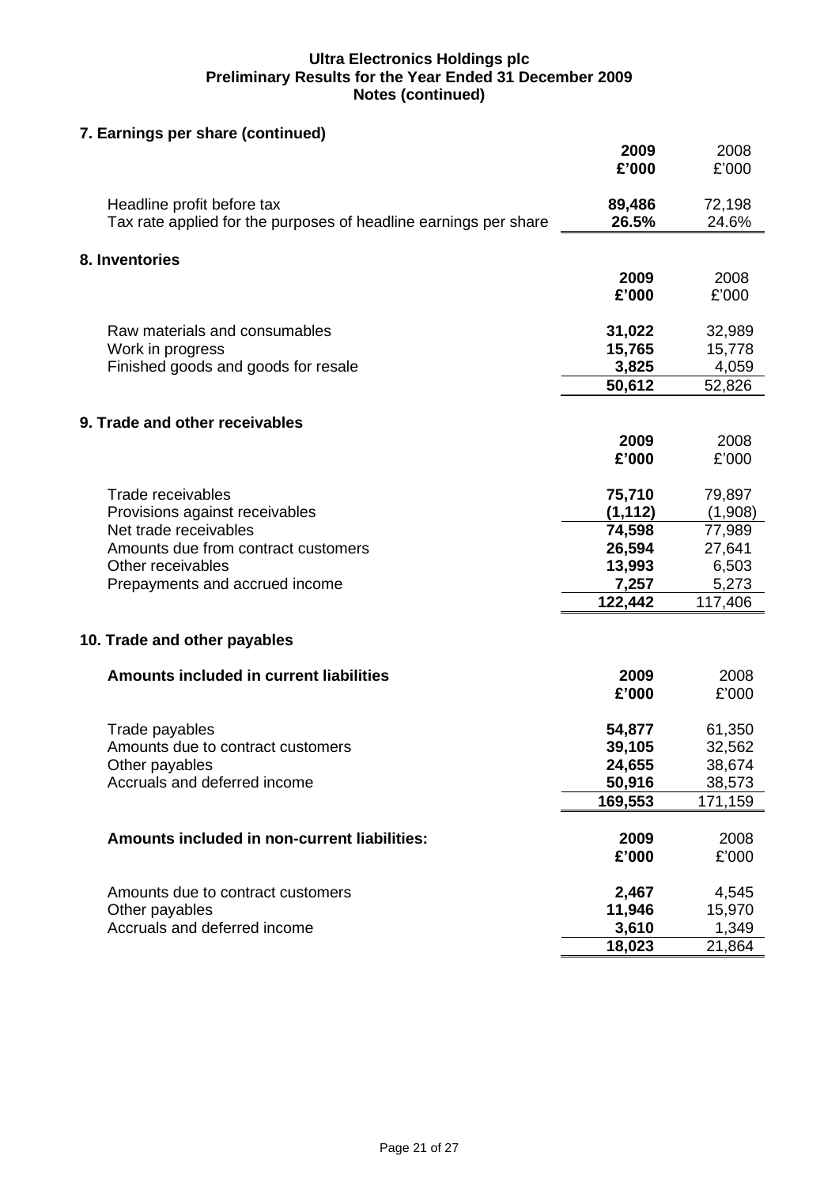**Ultra Electronics Holdings plc**
**Preliminary Results for the Year Ended 31 December 2009**
**Notes (continued)**

## 7. Earnings per share (continued)

| | 2009 £'000 | 2008 £'000 |
|---|---|---|
| Headline profit before tax | **89,486** | 72,198 |
| Tax rate applied for the purposes of headline earnings per share | **26.5%** | 24.6% |

## 8. Inventories

| | 2009 £'000 | 2008 £'000 |
|---|---|---|
| Raw materials and consumables | **31,022** | 32,989 |
| Work in progress | **15,765** | 15,778 |
| Finished goods and goods for resale | **3,825** | 4,059 |
| | **50,612** | 52,826 |

## 9. Trade and other receivables

| | 2009 £'000 | 2008 £'000 |
|---|---|---|
| Trade receivables | **75,710** | 79,897 |
| Provisions against receivables | **(1,112)** | (1,908) |
| Net trade receivables | **74,598** | 77,989 |
| Amounts due from contract customers | **26,594** | 27,641 |
| Other receivables | **13,993** | 6,503 |
| Prepayments and accrued income | **7,257** | 5,273 |
| | **122,442** | 117,406 |

## 10. Trade and other payables

| **Amounts included in current liabilities** | 2009 £'000 | 2008 £'000 |
|---|---|---|
| Trade payables | **54,877** | 61,350 |
| Amounts due to contract customers | **39,105** | 32,562 |
| Other payables | **24,655** | 38,674 |
| Accruals and deferred income | **50,916** | 38,573 |
| | **169,553** | 171,159 |

| **Amounts included in non-current liabilities:** | 2009 £'000 | 2008 £'000 |
|---|---|---|
| Amounts due to contract customers | **2,467** | 4,545 |
| Other payables | **11,946** | 15,970 |
| Accruals and deferred income | **3,610** | 1,349 |
| | **18,023** | 21,864 |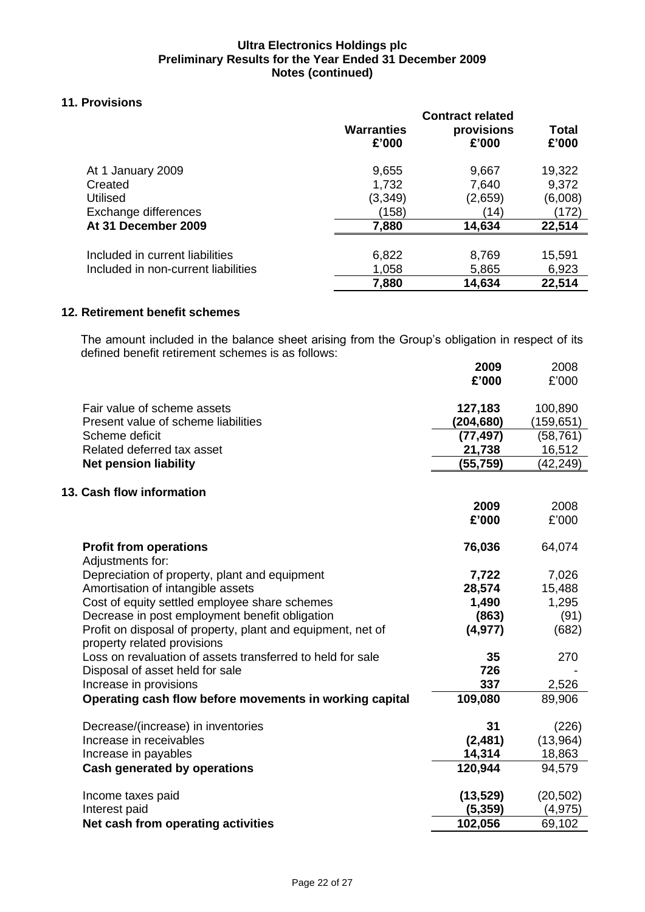**Ultra Electronics Holdings plc**
**Preliminary Results for the Year Ended 31 December 2009**
**Notes (continued)**

## 11. Provisions

| | Warranties £'000 | Contract related provisions £'000 | Total £'000 |
|---|---|---|---|
| At 1 January 2009 | 9,655 | 9,667 | 19,322 |
| Created | 1,732 | 7,640 | 9,372 |
| Utilised | (3,349) | (2,659) | (6,008) |
| Exchange differences | (158) | (14) | (172) |
| **At 31 December 2009** | **7,880** | **14,634** | **22,514** |
| | | | |
| Included in current liabilities | 6,822 | 8,769 | 15,591 |
| Included in non-current liabilities | 1,058 | 5,865 | 6,923 |
| | **7,880** | **14,634** | **22,514** |

## 12. Retirement benefit schemes

The amount included in the balance sheet arising from the Group's obligation in respect of its defined benefit retirement schemes is as follows:

| | **2009 £'000** | 2008 £'000 |
|---|---|---|
| Fair value of scheme assets | **127,183** | 100,890 |
| Present value of scheme liabilities | **(204,680)** | (159,651) |
| Scheme deficit | **(77,497)** | (58,761) |
| Related deferred tax asset | **21,738** | 16,512 |
| **Net pension liability** | **(55,759)** | (42,249) |

## 13. Cash flow information

| | **2009 £'000** | 2008 £'000 |
|---|---|---|
| **Profit from operations** | **76,036** | 64,074 |
| Adjustments for: | | |
| Depreciation of property, plant and equipment | **7,722** | 7,026 |
| Amortisation of intangible assets | **28,574** | 15,488 |
| Cost of equity settled employee share schemes | **1,490** | 1,295 |
| Decrease in post employment benefit obligation | **(863)** | (91) |
| Profit on disposal of property, plant and equipment, net of property related provisions | **(4,977)** | (682) |
| Loss on revaluation of assets transferred to held for sale | **35** | 270 |
| Disposal of asset held for sale | **726** | - |
| Increase in provisions | **337** | 2,526 |
| **Operating cash flow before movements in working capital** | **109,080** | 89,906 |
| | | |
| Decrease/(increase) in inventories | **31** | (226) |
| Increase in receivables | **(2,481)** | (13,964) |
| Increase in payables | **14,314** | 18,863 |
| **Cash generated by operations** | **120,944** | 94,579 |
| | | |
| Income taxes paid | **(13,529)** | (20,502) |
| Interest paid | **(5,359)** | (4,975) |
| **Net cash from operating activities** | **102,056** | 69,102 |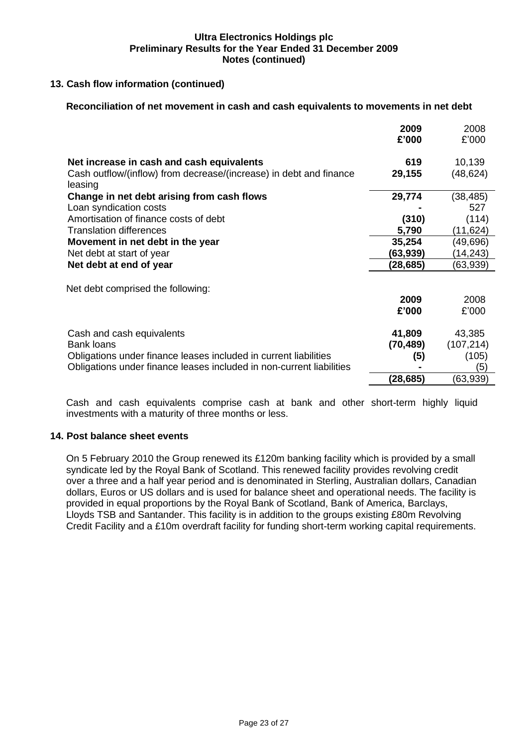## 13. Cash flow information (continued)

### Reconciliation of net movement in cash and cash equivalents to movements in net debt

| | **2009 £'000** | 2008 £'000 |
|---|---|---|
| **Net increase in cash and cash equivalents** | **619** | 10,139 |
| Cash outflow/(inflow) from decrease/(increase) in debt and finance leasing | **29,155** | (48,624) |
| **Change in net debt arising from cash flows** | **29,774** | (38,485) |
| Loan syndication costs | **-** | 527 |
| Amortisation of finance costs of debt | **(310)** | (114) |
| Translation differences | **5,790** | (11,624) |
| **Movement in net debt in the year** | **35,254** | (49,696) |
| Net debt at start of year | **(63,939)** | (14,243) |
| **Net debt at end of year** | **(28,685)** | (63,939) |

Net debt comprised the following:

| | **2009 £'000** | 2008 £'000 |
|---|---|---|
| Cash and cash equivalents | **41,809** | 43,385 |
| Bank loans | **(70,489)** | (107,214) |
| Obligations under finance leases included in current liabilities | **(5)** | (105) |
| Obligations under finance leases included in non-current liabilities | **-** | (5) |
| | **(28,685)** | (63,939) |

Cash and cash equivalents comprise cash at bank and other short-term highly liquid investments with a maturity of three months or less.

## 14. Post balance sheet events

On 5 February 2010 the Group renewed its £120m banking facility which is provided by a small syndicate led by the Royal Bank of Scotland. This renewed facility provides revolving credit over a three and a half year period and is denominated in Sterling, Australian dollars, Canadian dollars, Euros or US dollars and is used for balance sheet and operational needs. The facility is provided in equal proportions by the Royal Bank of Scotland, Bank of America, Barclays, Lloyds TSB and Santander. This facility is in addition to the groups existing £80m Revolving Credit Facility and a £10m overdraft facility for funding short-term working capital requirements.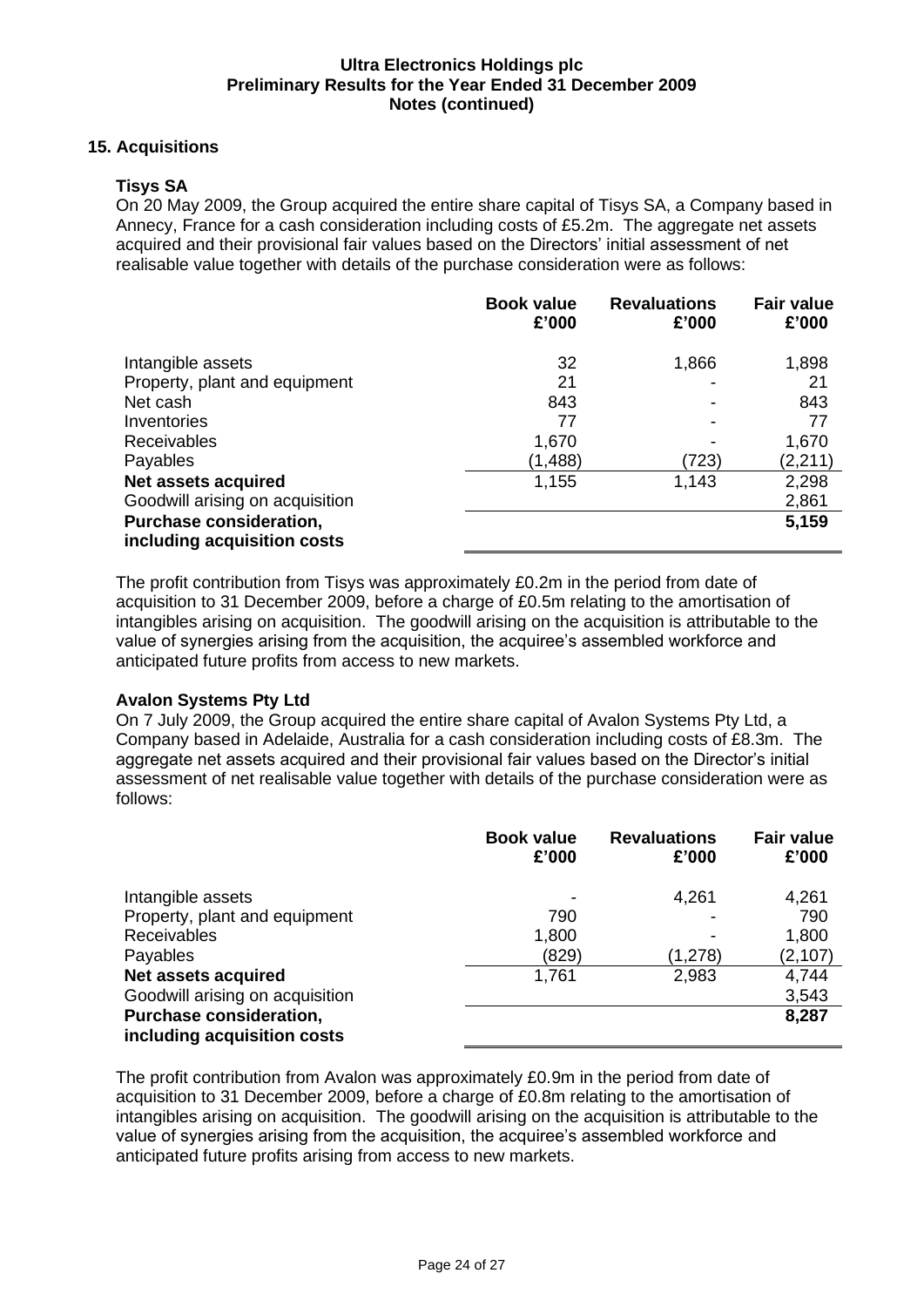## 15. Acquisitions

### Tisys SA

On 20 May 2009, the Group acquired the entire share capital of Tisys SA, a Company based in Annecy, France for a cash consideration including costs of £5.2m. The aggregate net assets acquired and their provisional fair values based on the Directors' initial assessment of net realisable value together with details of the purchase consideration were as follows:

| | Book value £'000 | Revaluations £'000 | Fair value £'000 |
|---|---|---|---|
| Intangible assets | 32 | 1,866 | 1,898 |
| Property, plant and equipment | 21 | - | 21 |
| Net cash | 843 | - | 843 |
| Inventories | 77 | - | 77 |
| Receivables | 1,670 | - | 1,670 |
| Payables | (1,488) | (723) | (2,211) |
| **Net assets acquired** | 1,155 | 1,143 | 2,298 |
| Goodwill arising on acquisition | | | 2,861 |
| **Purchase consideration, including acquisition costs** | | | **5,159** |

The profit contribution from Tisys was approximately £0.2m in the period from date of acquisition to 31 December 2009, before a charge of £0.5m relating to the amortisation of intangibles arising on acquisition. The goodwill arising on the acquisition is attributable to the value of synergies arising from the acquisition, the acquiree's assembled workforce and anticipated future profits from access to new markets.

### Avalon Systems Pty Ltd

On 7 July 2009, the Group acquired the entire share capital of Avalon Systems Pty Ltd, a Company based in Adelaide, Australia for a cash consideration including costs of £8.3m. The aggregate net assets acquired and their provisional fair values based on the Director's initial assessment of net realisable value together with details of the purchase consideration were as follows:

| | Book value £'000 | Revaluations £'000 | Fair value £'000 |
|---|---|---|---|
| Intangible assets | - | 4,261 | 4,261 |
| Property, plant and equipment | 790 | - | 790 |
| Receivables | 1,800 | - | 1,800 |
| Payables | (829) | (1,278) | (2,107) |
| **Net assets acquired** | 1,761 | 2,983 | 4,744 |
| Goodwill arising on acquisition | | | 3,543 |
| **Purchase consideration, including acquisition costs** | | | **8,287** |

The profit contribution from Avalon was approximately £0.9m in the period from date of acquisition to 31 December 2009, before a charge of £0.8m relating to the amortisation of intangibles arising on acquisition. The goodwill arising on the acquisition is attributable to the value of synergies arising from the acquisition, the acquiree's assembled workforce and anticipated future profits arising from access to new markets.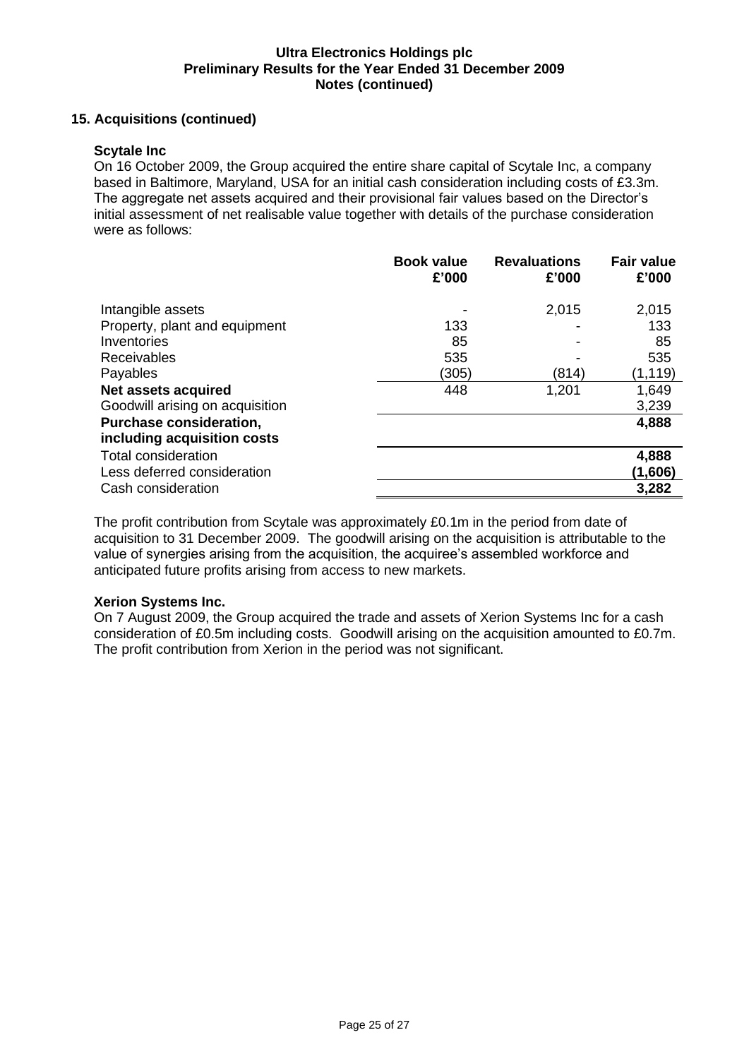## 15. Acquisitions (continued)

### Scytale Inc

On 16 October 2009, the Group acquired the entire share capital of Scytale Inc, a company based in Baltimore, Maryland, USA for an initial cash consideration including costs of £3.3m. The aggregate net assets acquired and their provisional fair values based on the Director's initial assessment of net realisable value together with details of the purchase consideration were as follows:

| | Book value £'000 | Revaluations £'000 | Fair value £'000 |
|---|---|---|---|
| Intangible assets | - | 2,015 | 2,015 |
| Property, plant and equipment | 133 | - | 133 |
| Inventories | 85 | - | 85 |
| Receivables | 535 | - | 535 |
| Payables | (305) | (814) | (1,119) |
| **Net assets acquired** | 448 | 1,201 | 1,649 |
| Goodwill arising on acquisition | | | 3,239 |
| **Purchase consideration, including acquisition costs** | | | **4,888** |
| Total consideration | | | **4,888** |
| Less deferred consideration | | | **(1,606)** |
| Cash consideration | | | **3,282** |

The profit contribution from Scytale was approximately £0.1m in the period from date of acquisition to 31 December 2009. The goodwill arising on the acquisition is attributable to the value of synergies arising from the acquisition, the acquiree's assembled workforce and anticipated future profits arising from access to new markets.

### Xerion Systems Inc.

On 7 August 2009, the Group acquired the trade and assets of Xerion Systems Inc for a cash consideration of £0.5m including costs. Goodwill arising on the acquisition amounted to £0.7m. The profit contribution from Xerion in the period was not significant.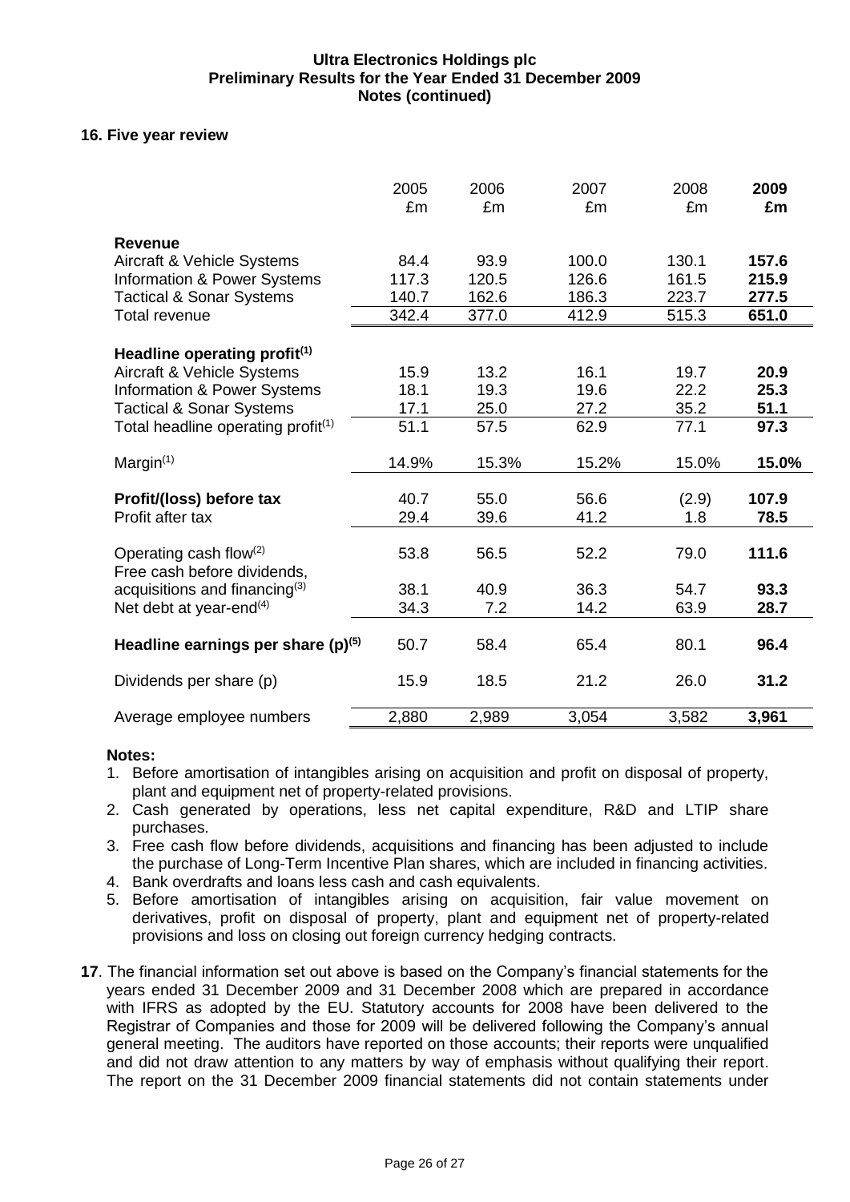**Ultra Electronics Holdings plc**
**Preliminary Results for the Year Ended 31 December 2009**
**Notes (continued)**

**16. Five year review**

| | 2005 £m | 2006 £m | 2007 £m | 2008 £m | **2009 £m** |
|---|---|---|---|---|---|
| **Revenue** | | | | | |
| Aircraft & Vehicle Systems | 84.4 | 93.9 | 100.0 | 130.1 | **157.6** |
| Information & Power Systems | 117.3 | 120.5 | 126.6 | 161.5 | **215.9** |
| Tactical & Sonar Systems | 140.7 | 162.6 | 186.3 | 223.7 | **277.5** |
| Total revenue | 342.4 | 377.0 | 412.9 | 515.3 | **651.0** |
| **Headline operating profit(1)** | | | | | |
| Aircraft & Vehicle Systems | 15.9 | 13.2 | 16.1 | 19.7 | **20.9** |
| Information & Power Systems | 18.1 | 19.3 | 19.6 | 22.2 | **25.3** |
| Tactical & Sonar Systems | 17.1 | 25.0 | 27.2 | 35.2 | **51.1** |
| Total headline operating profit(1) | 51.1 | 57.5 | 62.9 | 77.1 | **97.3** |
| Margin(1) | 14.9% | 15.3% | 15.2% | 15.0% | **15.0%** |
| **Profit/(loss) before tax** | 40.7 | 55.0 | 56.6 | (2.9) | **107.9** |
| Profit after tax | 29.4 | 39.6 | 41.2 | 1.8 | **78.5** |
| Operating cash flow(2) | 53.8 | 56.5 | 52.2 | 79.0 | **111.6** |
| Free cash before dividends, acquisitions and financing(3) | 38.1 | 40.9 | 36.3 | 54.7 | **93.3** |
| Net debt at year-end(4) | 34.3 | 7.2 | 14.2 | 63.9 | **28.7** |
| **Headline earnings per share (p)(5)** | 50.7 | 58.4 | 65.4 | 80.1 | **96.4** |
| Dividends per share (p) | 15.9 | 18.5 | 21.2 | 26.0 | **31.2** |
| Average employee numbers | 2,880 | 2,989 | 3,054 | 3,582 | **3,961** |

**Notes:**

1. Before amortisation of intangibles arising on acquisition and profit on disposal of property, plant and equipment net of property-related provisions.
2. Cash generated by operations, less net capital expenditure, R&D and LTIP share purchases.
3. Free cash flow before dividends, acquisitions and financing has been adjusted to include the purchase of Long-Term Incentive Plan shares, which are included in financing activities.
4. Bank overdrafts and loans less cash and cash equivalents.
5. Before amortisation of intangibles arising on acquisition, fair value movement on derivatives, profit on disposal of property, plant and equipment net of property-related provisions and loss on closing out foreign currency hedging contracts.

**17**. The financial information set out above is based on the Company's financial statements for the years ended 31 December 2009 and 31 December 2008 which are prepared in accordance with IFRS as adopted by the EU. Statutory accounts for 2008 have been delivered to the Registrar of Companies and those for 2009 will be delivered following the Company's annual general meeting. The auditors have reported on those accounts; their reports were unqualified and did not draw attention to any matters by way of emphasis without qualifying their report. The report on the 31 December 2009 financial statements did not contain statements under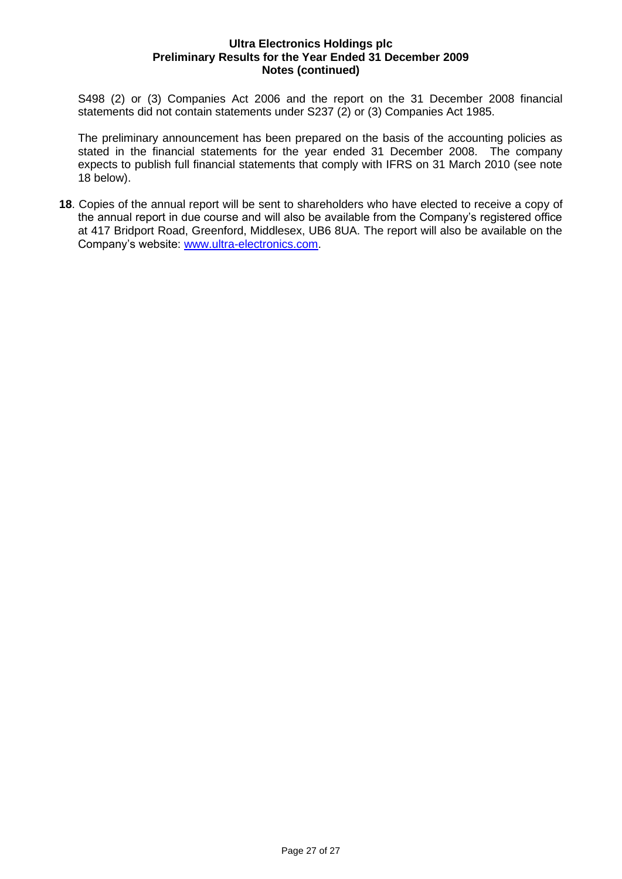S498 (2) or (3) Companies Act 2006 and the report on the 31 December 2008 financial statements did not contain statements under S237 (2) or (3) Companies Act 1985.

The preliminary announcement has been prepared on the basis of the accounting policies as stated in the financial statements for the year ended 31 December 2008. The company expects to publish full financial statements that comply with IFRS on 31 March 2010 (see note 18 below).

**18**. Copies of the annual report will be sent to shareholders who have elected to receive a copy of the annual report in due course and will also be available from the Company's registered office at 417 Bridport Road, Greenford, Middlesex, UB6 8UA. The report will also be available on the Company's website: www.ultra-electronics.com.